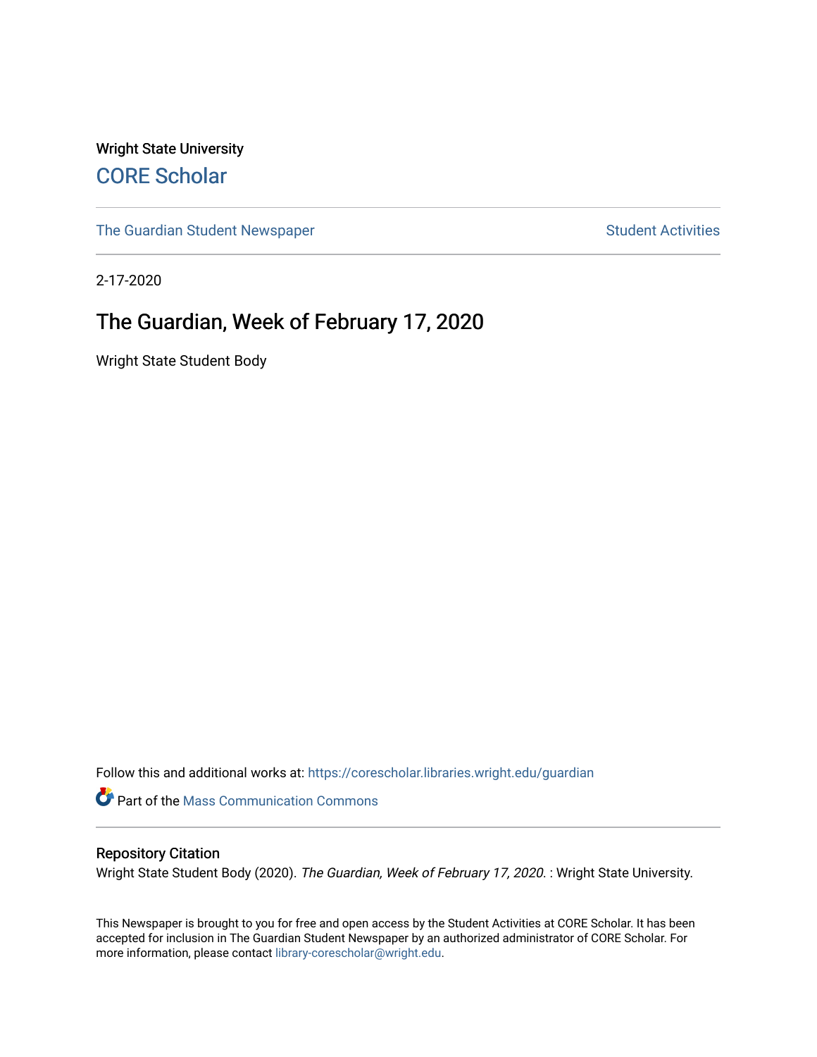Wright State University

CORE Scholar

The Guardian Student Newspaper

Student Activities

2-17-2020

# The Guardian, Week of February 17, 2020

Wright State Student Body

Follow this and additional works at: https://corescholar.libraries.wright.edu/guardian

Part of the Mass Communication Commons

## Repository Citation

Wright State Student Body (2020). *The Guardian, Week of February 17, 2020*. : Wright State University.

This Newspaper is brought to you for free and open access by the Student Activities at CORE Scholar. It has been accepted for inclusion in The Guardian Student Newspaper by an authorized administrator of CORE Scholar. For more information, please contact library-corescholar@wright.edu.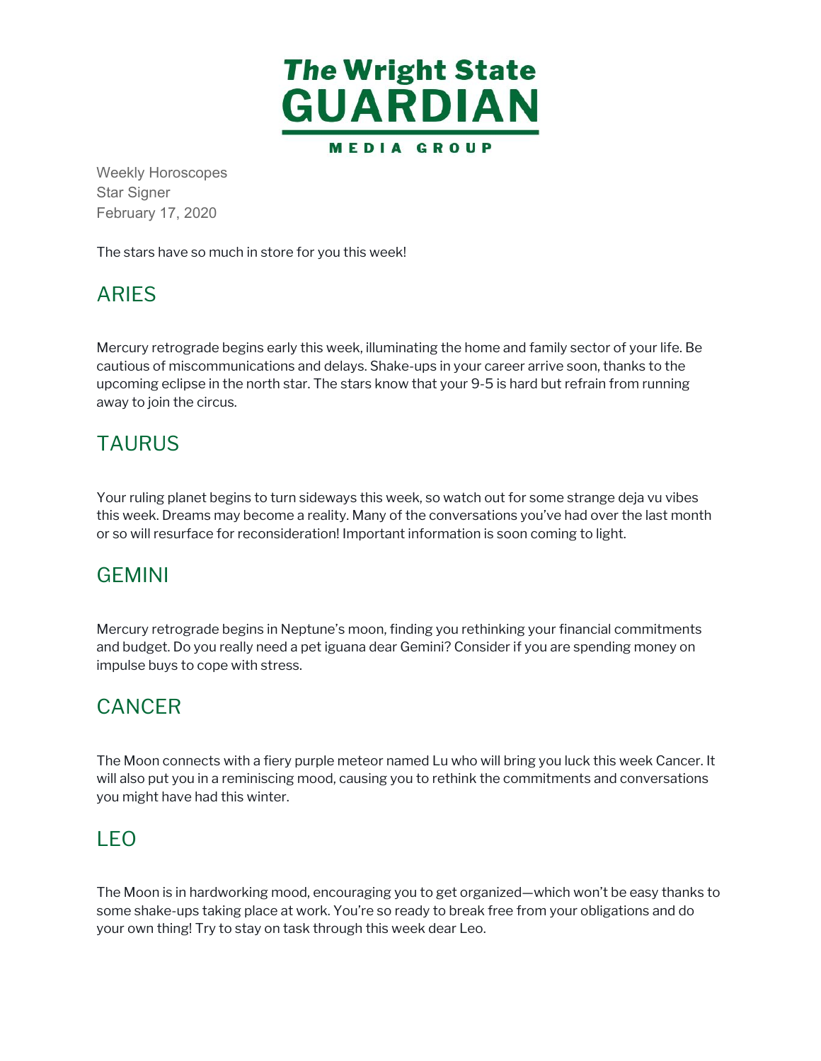# The Wright State GUARDIAN

MEDIA GROUP

Weekly Horoscopes
Star Signer
February 17, 2020

The stars have so much in store for you this week!

## ARIES

Mercury retrograde begins early this week, illuminating the home and family sector of your life. Be cautious of miscommunications and delays. Shake-ups in your career arrive soon, thanks to the upcoming eclipse in the north star. The stars know that your 9-5 is hard but refrain from running away to join the circus.

## TAURUS

Your ruling planet begins to turn sideways this week, so watch out for some strange deja vu vibes this week. Dreams may become a reality. Many of the conversations you've had over the last month or so will resurface for reconsideration! Important information is soon coming to light.

## GEMINI

Mercury retrograde begins in Neptune's moon, finding you rethinking your financial commitments and budget. Do you really need a pet iguana dear Gemini? Consider if you are spending money on impulse buys to cope with stress.

## CANCER

The Moon connects with a fiery purple meteor named Lu who will bring you luck this week Cancer. It will also put you in a reminiscing mood, causing you to rethink the commitments and conversations you might have had this winter.

## LEO

The Moon is in hardworking mood, encouraging you to get organized—which won't be easy thanks to some shake-ups taking place at work. You're so ready to break free from your obligations and do your own thing! Try to stay on task through this week dear Leo.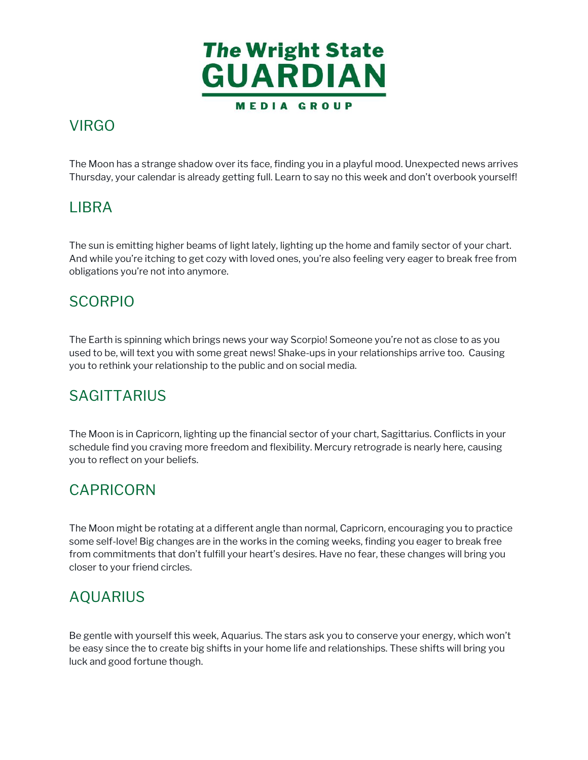# The Wright State GUARDIAN

MEDIA GROUP

## VIRGO

The Moon has a strange shadow over its face, finding you in a playful mood. Unexpected news arrives Thursday, your calendar is already getting full. Learn to say no this week and don't overbook yourself!

## LIBRA

The sun is emitting higher beams of light lately, lighting up the home and family sector of your chart. And while you're itching to get cozy with loved ones, you're also feeling very eager to break free from obligations you're not into anymore.

## SCORPIO

The Earth is spinning which brings news your way Scorpio! Someone you're not as close to as you used to be, will text you with some great news! Shake-ups in your relationships arrive too. Causing you to rethink your relationship to the public and on social media.

## SAGITTARIUS

The Moon is in Capricorn, lighting up the financial sector of your chart, Sagittarius. Conflicts in your schedule find you craving more freedom and flexibility. Mercury retrograde is nearly here, causing you to reflect on your beliefs.

## CAPRICORN

The Moon might be rotating at a different angle than normal, Capricorn, encouraging you to practice some self-love! Big changes are in the works in the coming weeks, finding you eager to break free from commitments that don't fulfill your heart's desires. Have no fear, these changes will bring you closer to your friend circles.

## AQUARIUS

Be gentle with yourself this week, Aquarius. The stars ask you to conserve your energy, which won't be easy since the to create big shifts in your home life and relationships. These shifts will bring you luck and good fortune though.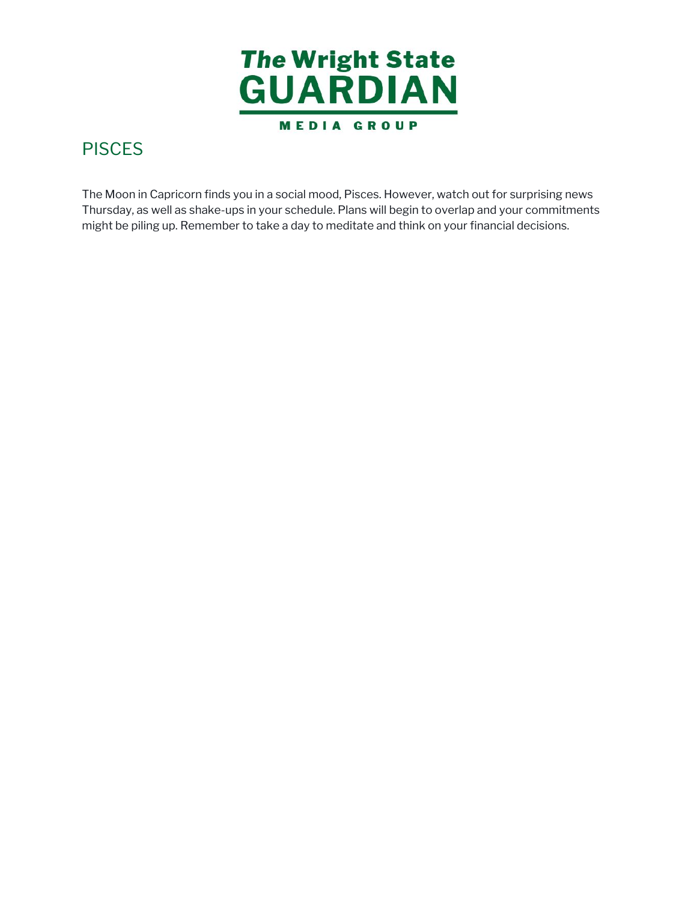# PISCES

The Moon in Capricorn finds you in a social mood, Pisces. However, watch out for surprising news Thursday, as well as shake-ups in your schedule. Plans will begin to overlap and your commitments might be piling up. Remember to take a day to meditate and think on your financial decisions.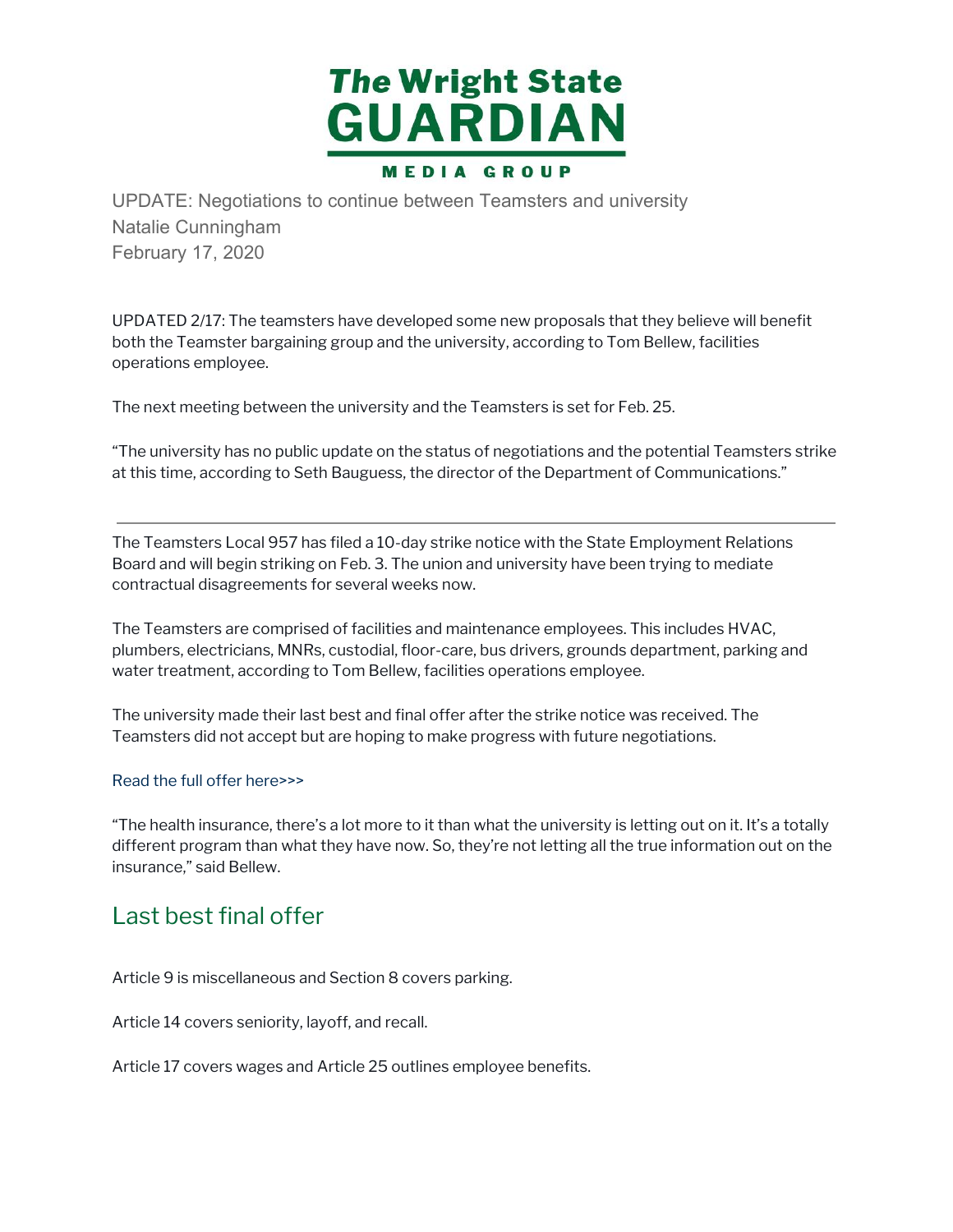# The Wright State GUARDIAN

MEDIA GROUP

UPDATE: Negotiations to continue between Teamsters and university
Natalie Cunningham
February 17, 2020

UPDATED 2/17: The teamsters have developed some new proposals that they believe will benefit both the Teamster bargaining group and the university, according to Tom Bellew, facilities operations employee.

The next meeting between the university and the Teamsters is set for Feb. 25.

"The university has no public update on the status of negotiations and the potential Teamsters strike at this time, according to Seth Bauguess, the director of the Department of Communications."

---

The Teamsters Local 957 has filed a 10-day strike notice with the State Employment Relations Board and will begin striking on Feb. 3. The union and university have been trying to mediate contractual disagreements for several weeks now.

The Teamsters are comprised of facilities and maintenance employees. This includes HVAC, plumbers, electricians, MNRs, custodial, floor-care, bus drivers, grounds department, parking and water treatment, according to Tom Bellew, facilities operations employee.

The university made their last best and final offer after the strike notice was received. The Teamsters did not accept but are hoping to make progress with future negotiations.

Read the full offer here>>>

"The health insurance, there's a lot more to it than what the university is letting out on it. It's a totally different program than what they have now. So, they're not letting all the true information out on the insurance," said Bellew.

## Last best final offer

Article 9 is miscellaneous and Section 8 covers parking.

Article 14 covers seniority, layoff, and recall.

Article 17 covers wages and Article 25 outlines employee benefits.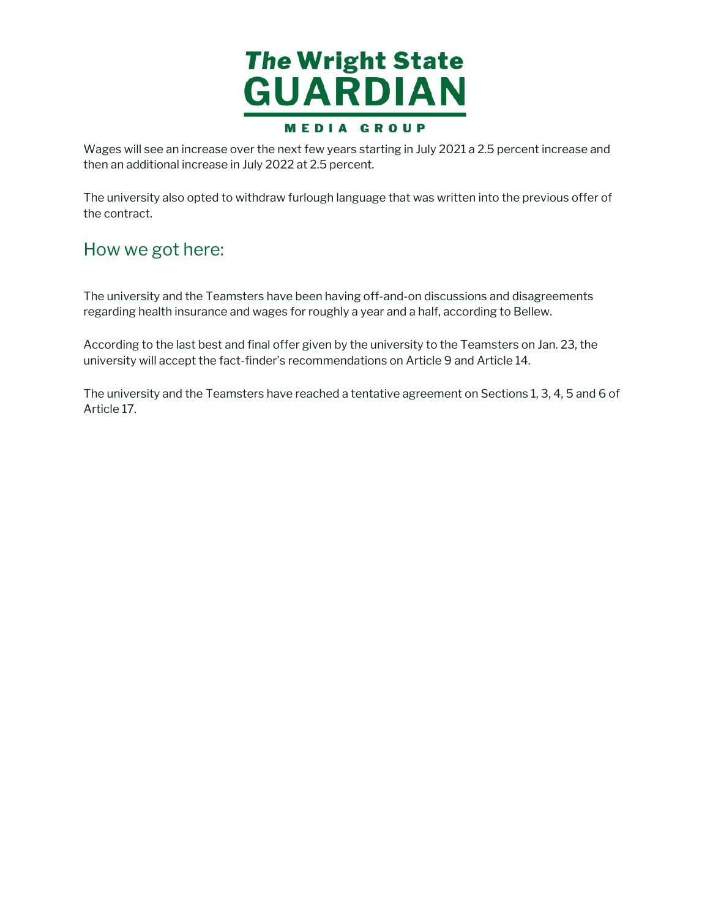Wages will see an increase over the next few years starting in July 2021 a 2.5 percent increase and then an additional increase in July 2022 at 2.5 percent.

The university also opted to withdraw furlough language that was written into the previous offer of the contract.

## How we got here:

The university and the Teamsters have been having off-and-on discussions and disagreements regarding health insurance and wages for roughly a year and a half, according to Bellew.

According to the last best and final offer given by the university to the Teamsters on Jan. 23, the university will accept the fact-finder's recommendations on Article 9 and Article 14.

The university and the Teamsters have reached a tentative agreement on Sections 1, 3, 4, 5 and 6 of Article 17.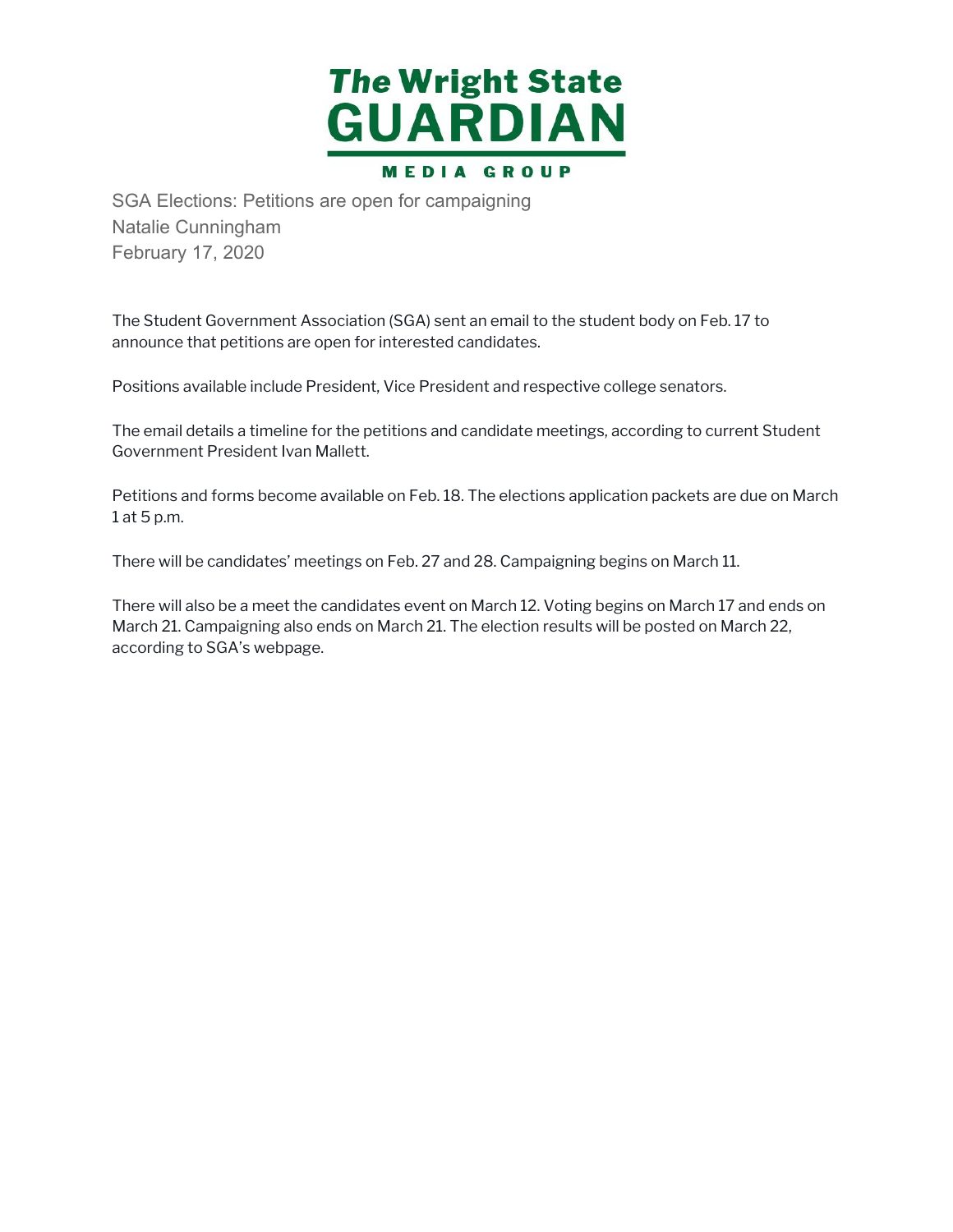SGA Elections: Petitions are open for campaigning
Natalie Cunningham
February 17, 2020

The Student Government Association (SGA) sent an email to the student body on Feb. 17 to announce that petitions are open for interested candidates.

Positions available include President, Vice President and respective college senators.

The email details a timeline for the petitions and candidate meetings, according to current Student Government President Ivan Mallett.

Petitions and forms become available on Feb. 18. The elections application packets are due on March 1 at 5 p.m.

There will be candidates' meetings on Feb. 27 and 28. Campaigning begins on March 11.

There will also be a meet the candidates event on March 12. Voting begins on March 17 and ends on March 21. Campaigning also ends on March 21. The election results will be posted on March 22, according to SGA's webpage.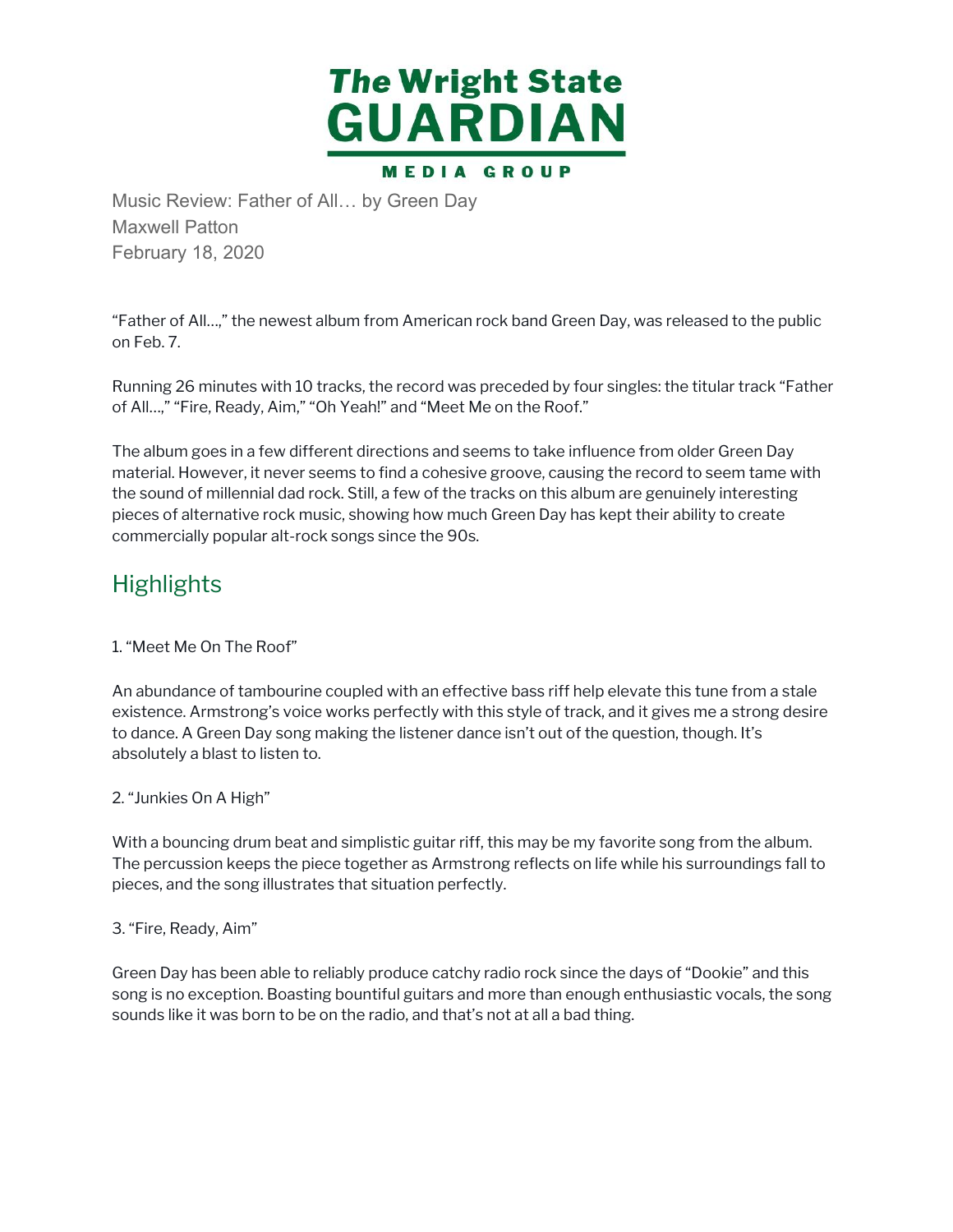Music Review: Father of All… by Green Day
Maxwell Patton
February 18, 2020

"Father of All…," the newest album from American rock band Green Day, was released to the public on Feb. 7.

Running 26 minutes with 10 tracks, the record was preceded by four singles: the titular track "Father of All…," "Fire, Ready, Aim," "Oh Yeah!" and "Meet Me on the Roof."

The album goes in a few different directions and seems to take influence from older Green Day material. However, it never seems to find a cohesive groove, causing the record to seem tame with the sound of millennial dad rock. Still, a few of the tracks on this album are genuinely interesting pieces of alternative rock music, showing how much Green Day has kept their ability to create commercially popular alt-rock songs since the 90s.

## Highlights

1. "Meet Me On The Roof"

An abundance of tambourine coupled with an effective bass riff help elevate this tune from a stale existence. Armstrong's voice works perfectly with this style of track, and it gives me a strong desire to dance. A Green Day song making the listener dance isn't out of the question, though. It's absolutely a blast to listen to.

2. "Junkies On A High"

With a bouncing drum beat and simplistic guitar riff, this may be my favorite song from the album. The percussion keeps the piece together as Armstrong reflects on life while his surroundings fall to pieces, and the song illustrates that situation perfectly.

3. "Fire, Ready, Aim"

Green Day has been able to reliably produce catchy radio rock since the days of "Dookie" and this song is no exception. Boasting bountiful guitars and more than enough enthusiastic vocals, the song sounds like it was born to be on the radio, and that's not at all a bad thing.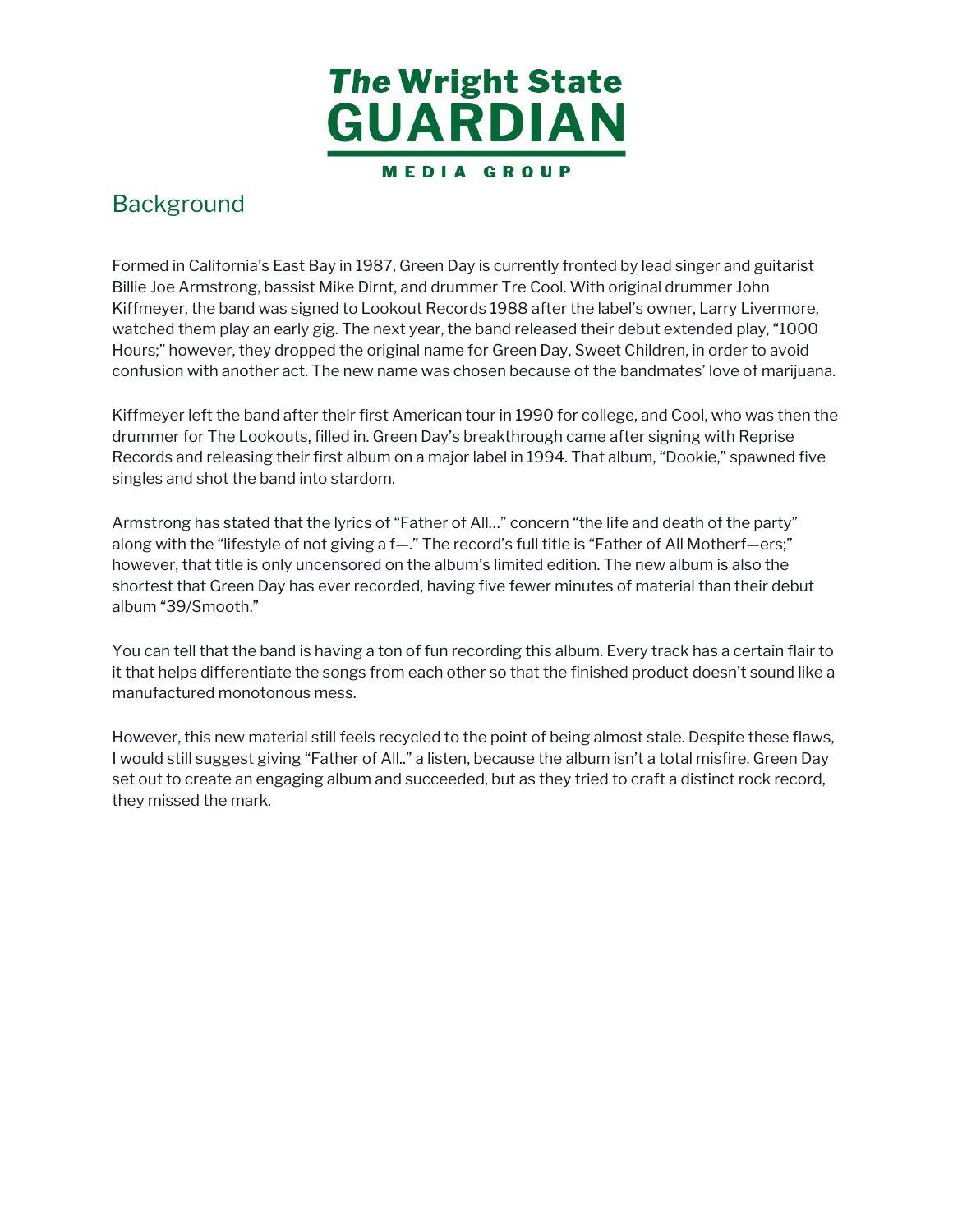## Background

Formed in California's East Bay in 1987, Green Day is currently fronted by lead singer and guitarist Billie Joe Armstrong, bassist Mike Dirnt, and drummer Tre Cool. With original drummer John Kiffmeyer, the band was signed to Lookout Records 1988 after the label's owner, Larry Livermore, watched them play an early gig. The next year, the band released their debut extended play, "1000 Hours;" however, they dropped the original name for Green Day, Sweet Children, in order to avoid confusion with another act. The new name was chosen because of the bandmates' love of marijuana.

Kiffmeyer left the band after their first American tour in 1990 for college, and Cool, who was then the drummer for The Lookouts, filled in. Green Day's breakthrough came after signing with Reprise Records and releasing their first album on a major label in 1994. That album, "Dookie," spawned five singles and shot the band into stardom.

Armstrong has stated that the lyrics of "Father of All…" concern "the life and death of the party" along with the "lifestyle of not giving a f—." The record's full title is "Father of All Motherf—ers;" however, that title is only uncensored on the album's limited edition. The new album is also the shortest that Green Day has ever recorded, having five fewer minutes of material than their debut album "39/Smooth."

You can tell that the band is having a ton of fun recording this album. Every track has a certain flair to it that helps differentiate the songs from each other so that the finished product doesn't sound like a manufactured monotonous mess.

However, this new material still feels recycled to the point of being almost stale. Despite these flaws, I would still suggest giving "Father of All.." a listen, because the album isn't a total misfire. Green Day set out to create an engaging album and succeeded, but as they tried to craft a distinct rock record, they missed the mark.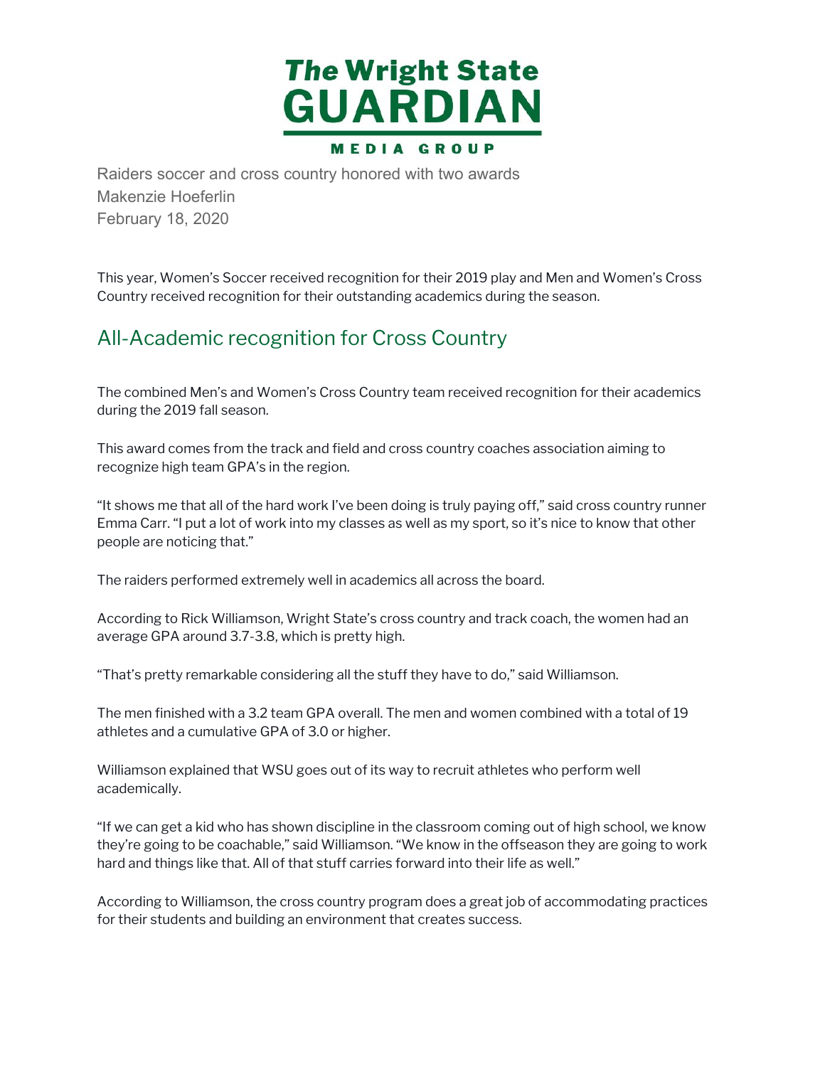# The Wright State GUARDIAN

MEDIA GROUP

Raiders soccer and cross country honored with two awards

Makenzie Hoeferlin

February 18, 2020

This year, Women's Soccer received recognition for their 2019 play and Men and Women's Cross Country received recognition for their outstanding academics during the season.

## All-Academic recognition for Cross Country

The combined Men's and Women's Cross Country team received recognition for their academics during the 2019 fall season.

This award comes from the track and field and cross country coaches association aiming to recognize high team GPA's in the region.

"It shows me that all of the hard work I've been doing is truly paying off," said cross country runner Emma Carr. "I put a lot of work into my classes as well as my sport, so it's nice to know that other people are noticing that."

The raiders performed extremely well in academics all across the board.

According to Rick Williamson, Wright State's cross country and track coach, the women had an average GPA around 3.7-3.8, which is pretty high.

"That's pretty remarkable considering all the stuff they have to do," said Williamson.

The men finished with a 3.2 team GPA overall. The men and women combined with a total of 19 athletes and a cumulative GPA of 3.0 or higher.

Williamson explained that WSU goes out of its way to recruit athletes who perform well academically.

"If we can get a kid who has shown discipline in the classroom coming out of high school, we know they're going to be coachable," said Williamson. "We know in the offseason they are going to work hard and things like that. All of that stuff carries forward into their life as well."

According to Williamson, the cross country program does a great job of accommodating practices for their students and building an environment that creates success.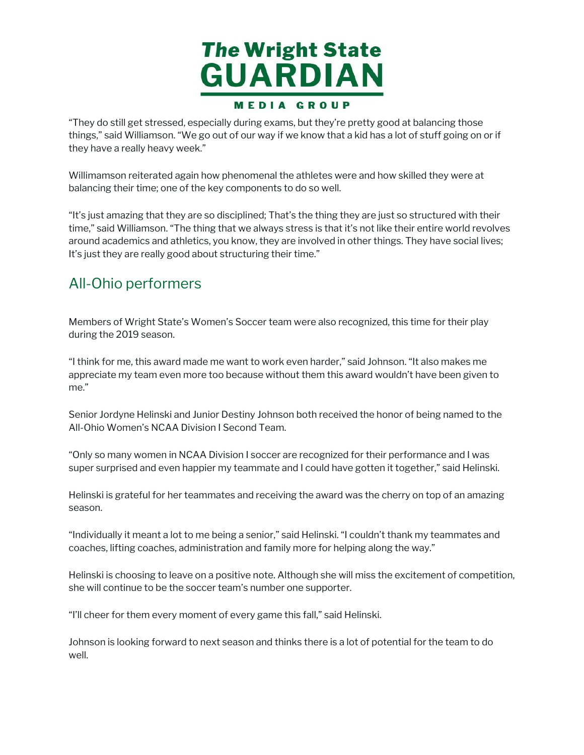"They do still get stressed, especially during exams, but they're pretty good at balancing those things," said Williamson. "We go out of our way if we know that a kid has a lot of stuff going on or if they have a really heavy week."

Willimamson reiterated again how phenomenal the athletes were and how skilled they were at balancing their time; one of the key components to do so well.

"It's just amazing that they are so disciplined; That's the thing they are just so structured with their time," said Williamson. "The thing that we always stress is that it's not like their entire world revolves around academics and athletics, you know, they are involved in other things. They have social lives; It's just they are really good about structuring their time."

## All-Ohio performers

Members of Wright State's Women's Soccer team were also recognized, this time for their play during the 2019 season.

"I think for me, this award made me want to work even harder," said Johnson. "It also makes me appreciate my team even more too because without them this award wouldn't have been given to me."

Senior Jordyne Helinski and Junior Destiny Johnson both received the honor of being named to the All-Ohio Women's NCAA Division I Second Team.

"Only so many women in NCAA Division I soccer are recognized for their performance and I was super surprised and even happier my teammate and I could have gotten it together," said Helinski.

Helinski is grateful for her teammates and receiving the award was the cherry on top of an amazing season.

"Individually it meant a lot to me being a senior," said Helinski. "I couldn't thank my teammates and coaches, lifting coaches, administration and family more for helping along the way."

Helinski is choosing to leave on a positive note. Although she will miss the excitement of competition, she will continue to be the soccer team's number one supporter.

"I'll cheer for them every moment of every game this fall," said Helinski.

Johnson is looking forward to next season and thinks there is a lot of potential for the team to do well.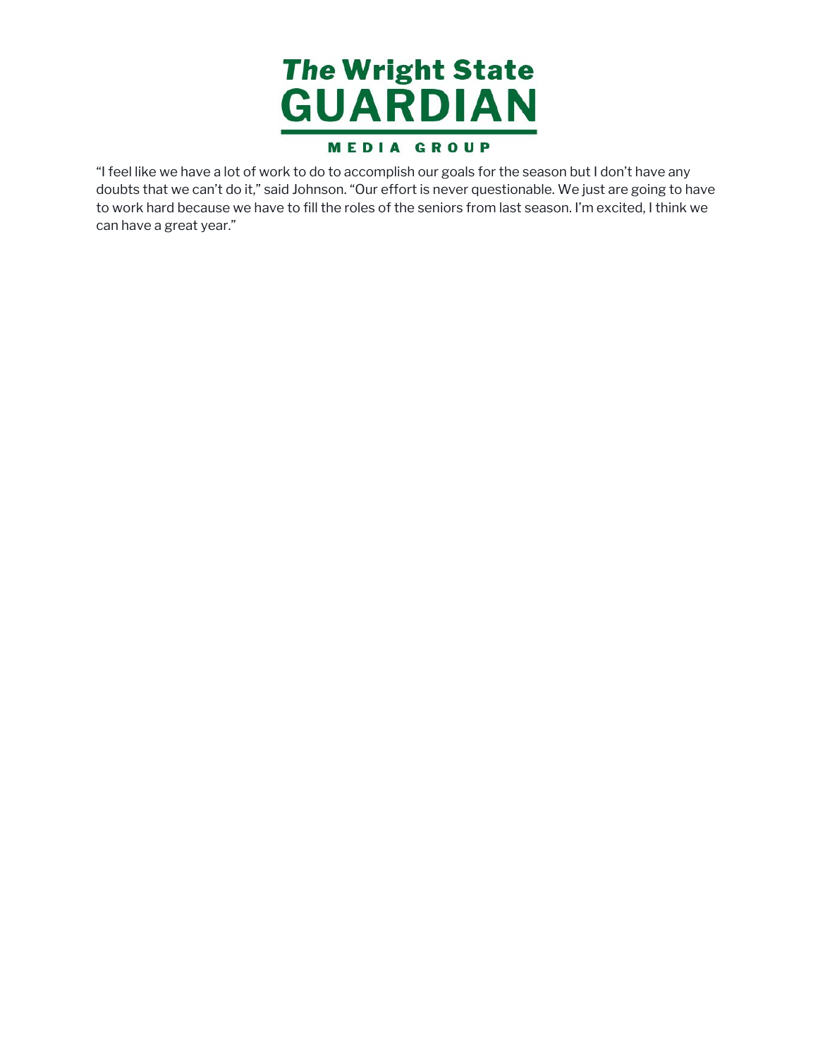"I feel like we have a lot of work to do to accomplish our goals for the season but I don't have any doubts that we can't do it," said Johnson. "Our effort is never questionable. We just are going to have to work hard because we have to fill the roles of the seniors from last season. I'm excited, I think we can have a great year."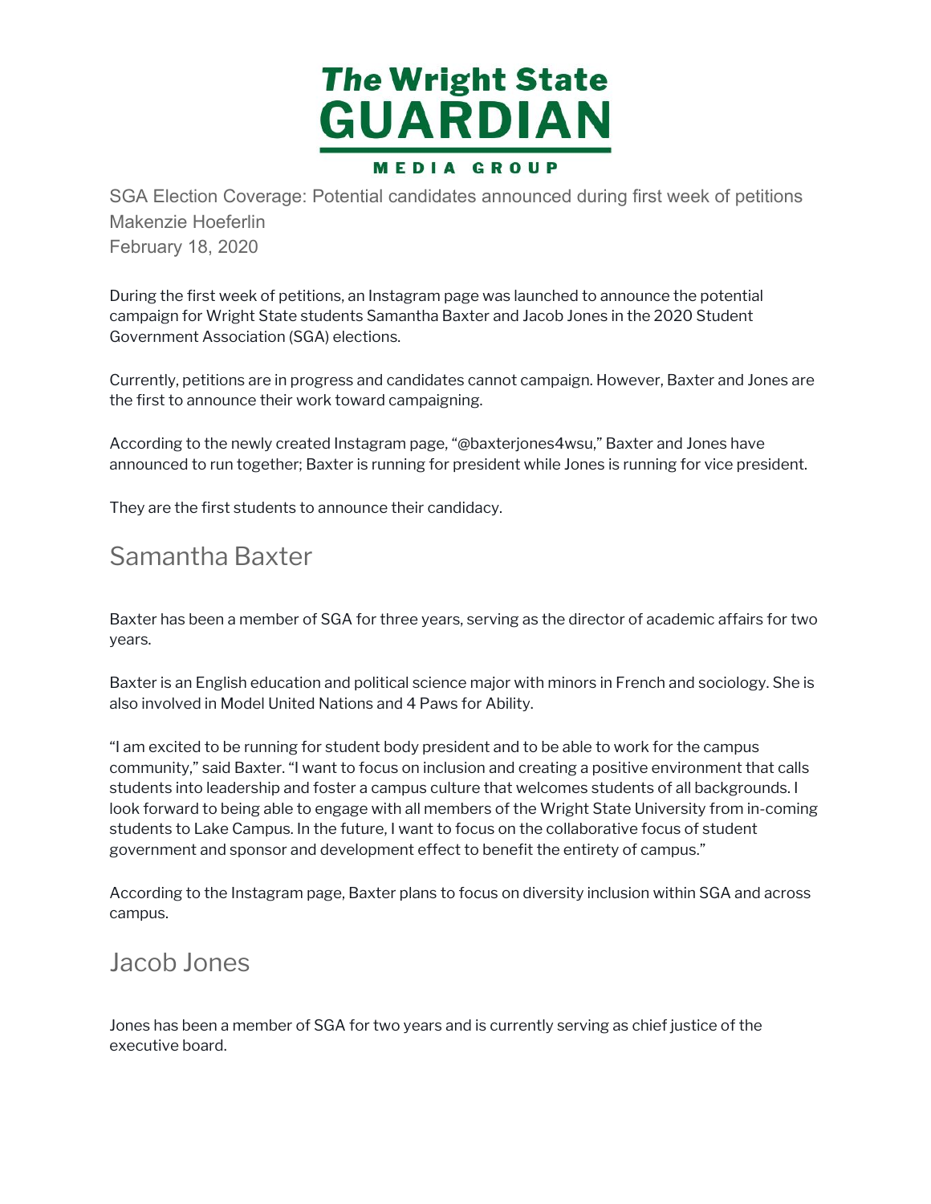# The Wright State GUARDIAN

MEDIA GROUP

SGA Election Coverage: Potential candidates announced during first week of petitions
Makenzie Hoeferlin
February 18, 2020

During the first week of petitions, an Instagram page was launched to announce the potential campaign for Wright State students Samantha Baxter and Jacob Jones in the 2020 Student Government Association (SGA) elections.

Currently, petitions are in progress and candidates cannot campaign. However, Baxter and Jones are the first to announce their work toward campaigning.

According to the newly created Instagram page, "@baxterjones4wsu," Baxter and Jones have announced to run together; Baxter is running for president while Jones is running for vice president.

They are the first students to announce their candidacy.

## Samantha Baxter

Baxter has been a member of SGA for three years, serving as the director of academic affairs for two years.

Baxter is an English education and political science major with minors in French and sociology. She is also involved in Model United Nations and 4 Paws for Ability.

"I am excited to be running for student body president and to be able to work for the campus community," said Baxter. "I want to focus on inclusion and creating a positive environment that calls students into leadership and foster a campus culture that welcomes students of all backgrounds. I look forward to being able to engage with all members of the Wright State University from in-coming students to Lake Campus. In the future, I want to focus on the collaborative focus of student government and sponsor and development effect to benefit the entirety of campus."

According to the Instagram page, Baxter plans to focus on diversity inclusion within SGA and across campus.

## Jacob Jones

Jones has been a member of SGA for two years and is currently serving as chief justice of the executive board.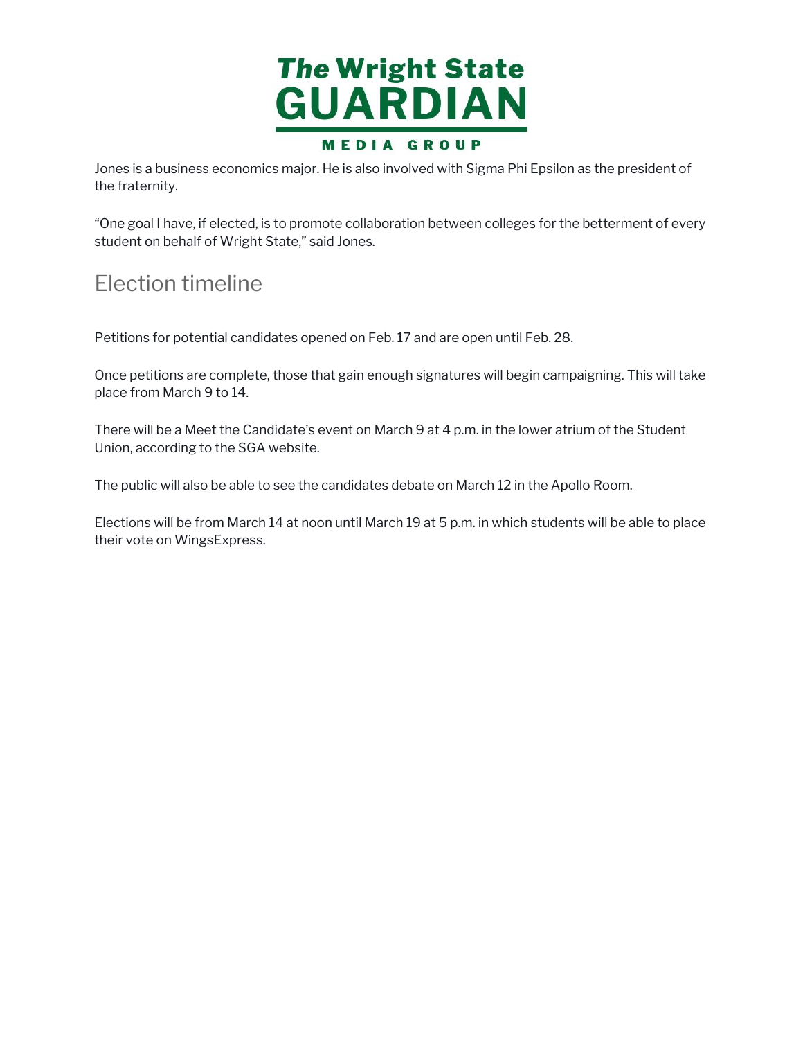Jones is a business economics major. He is also involved with Sigma Phi Epsilon as the president of the fraternity.

"One goal I have, if elected, is to promote collaboration between colleges for the betterment of every student on behalf of Wright State," said Jones.

## Election timeline

Petitions for potential candidates opened on Feb. 17 and are open until Feb. 28.

Once petitions are complete, those that gain enough signatures will begin campaigning. This will take place from March 9 to 14.

There will be a Meet the Candidate's event on March 9 at 4 p.m. in the lower atrium of the Student Union, according to the SGA website.

The public will also be able to see the candidates debate on March 12 in the Apollo Room.

Elections will be from March 14 at noon until March 19 at 5 p.m. in which students will be able to place their vote on WingsExpress.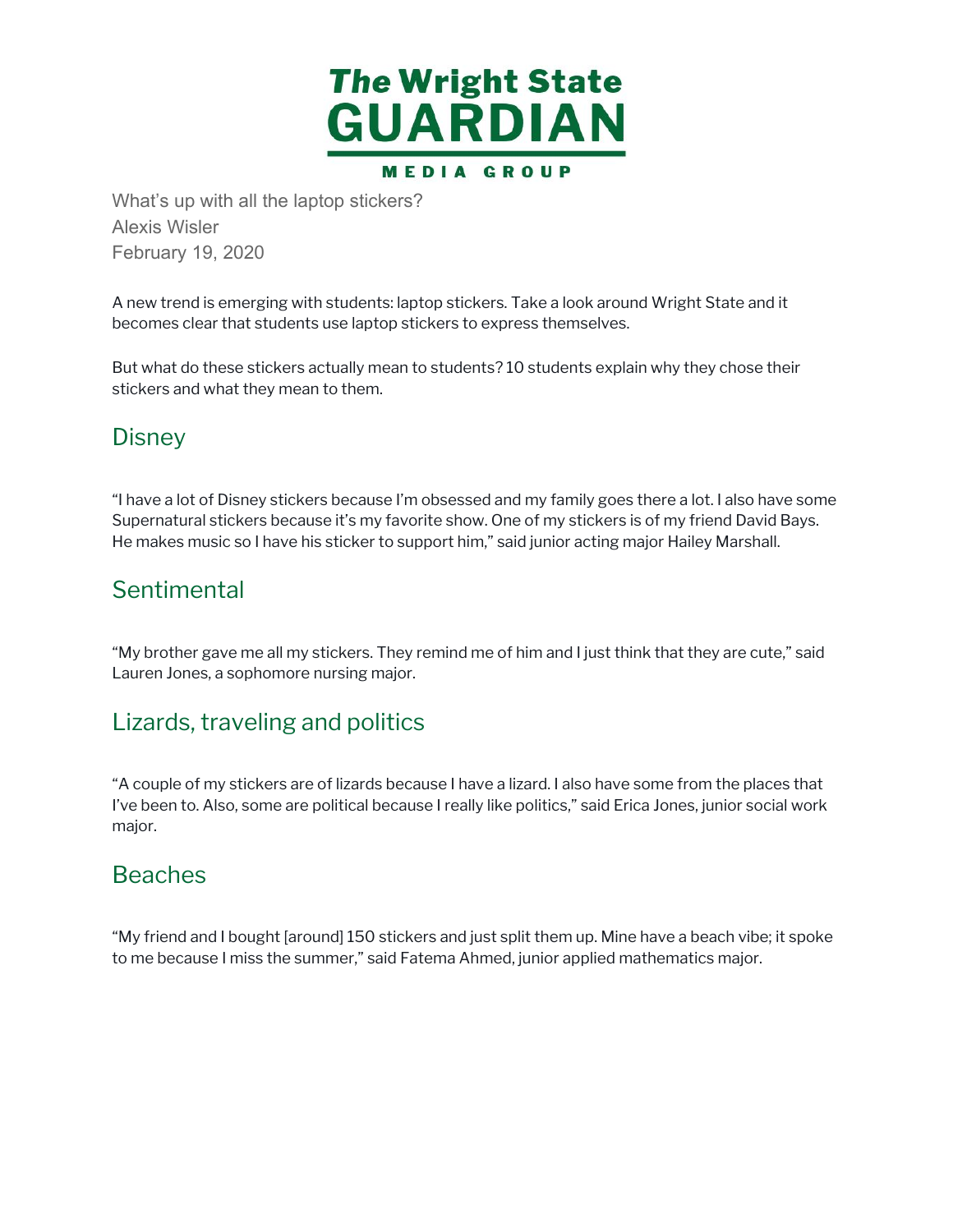# The Wright State GUARDIAN

MEDIA GROUP

What's up with all the laptop stickers?
Alexis Wisler
February 19, 2020

A new trend is emerging with students: laptop stickers. Take a look around Wright State and it becomes clear that students use laptop stickers to express themselves.

But what do these stickers actually mean to students? 10 students explain why they chose their stickers and what they mean to them.

## Disney

"I have a lot of Disney stickers because I'm obsessed and my family goes there a lot. I also have some Supernatural stickers because it's my favorite show. One of my stickers is of my friend David Bays. He makes music so I have his sticker to support him," said junior acting major Hailey Marshall.

## Sentimental

"My brother gave me all my stickers. They remind me of him and I just think that they are cute," said Lauren Jones, a sophomore nursing major.

## Lizards, traveling and politics

"A couple of my stickers are of lizards because I have a lizard. I also have some from the places that I've been to. Also, some are political because I really like politics," said Erica Jones, junior social work major.

## Beaches

"My friend and I bought [around] 150 stickers and just split them up. Mine have a beach vibe; it spoke to me because I miss the summer," said Fatema Ahmed, junior applied mathematics major.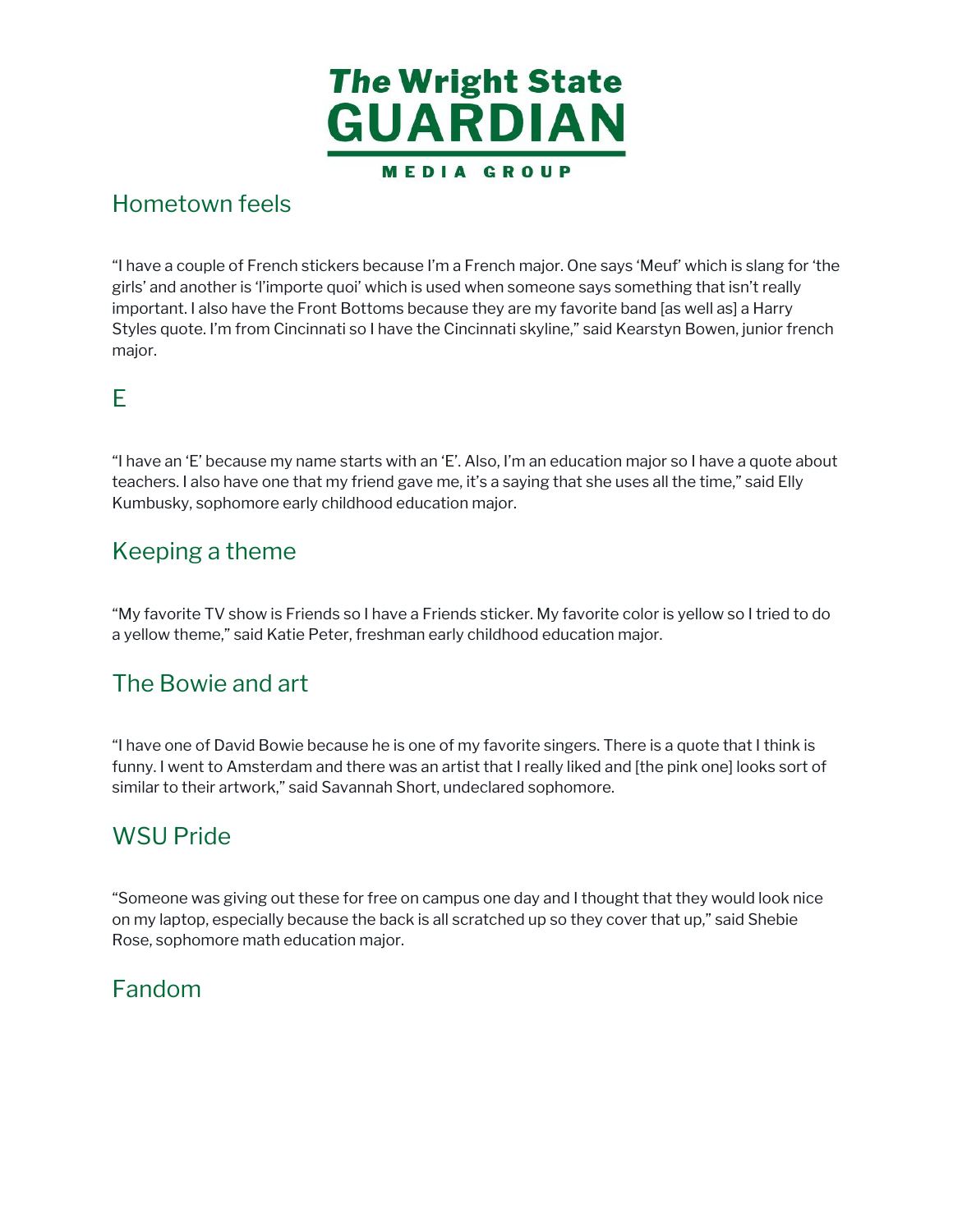## Hometown feels

"I have a couple of French stickers because I'm a French major. One says 'Meuf' which is slang for 'the girls' and another is 'l'importe quoi' which is used when someone says something that isn't really important. I also have the Front Bottoms because they are my favorite band [as well as] a Harry Styles quote. I'm from Cincinnati so I have the Cincinnati skyline," said Kearstyn Bowen, junior french major.

## E

"I have an 'E' because my name starts with an 'E'. Also, I'm an education major so I have a quote about teachers. I also have one that my friend gave me, it's a saying that she uses all the time," said Elly Kumbusky, sophomore early childhood education major.

## Keeping a theme

"My favorite TV show is Friends so I have a Friends sticker. My favorite color is yellow so I tried to do a yellow theme," said Katie Peter, freshman early childhood education major.

## The Bowie and art

"I have one of David Bowie because he is one of my favorite singers. There is a quote that I think is funny. I went to Amsterdam and there was an artist that I really liked and [the pink one] looks sort of similar to their artwork," said Savannah Short, undeclared sophomore.

## WSU Pride

"Someone was giving out these for free on campus one day and I thought that they would look nice on my laptop, especially because the back is all scratched up so they cover that up," said Shebie Rose, sophomore math education major.

## Fandom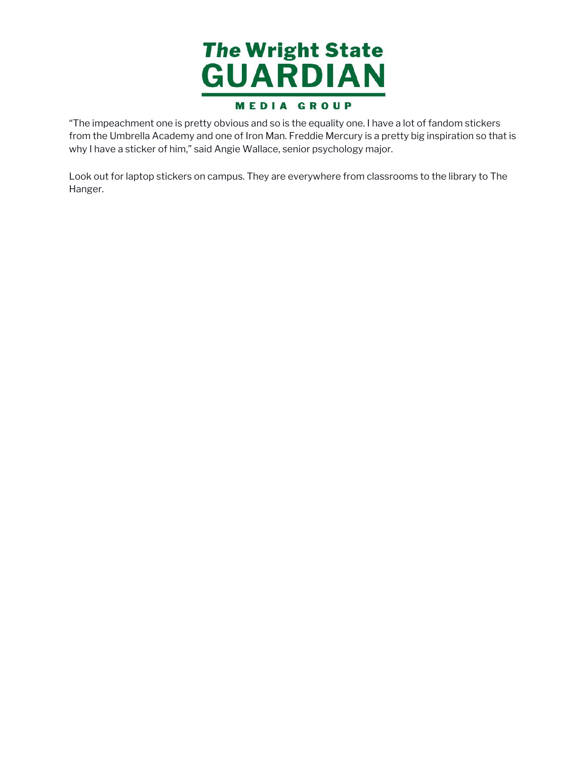"The impeachment one is pretty obvious and so is the equality one. I have a lot of fandom stickers from the Umbrella Academy and one of Iron Man. Freddie Mercury is a pretty big inspiration so that is why I have a sticker of him," said Angie Wallace, senior psychology major.

Look out for laptop stickers on campus. They are everywhere from classrooms to the library to The Hanger.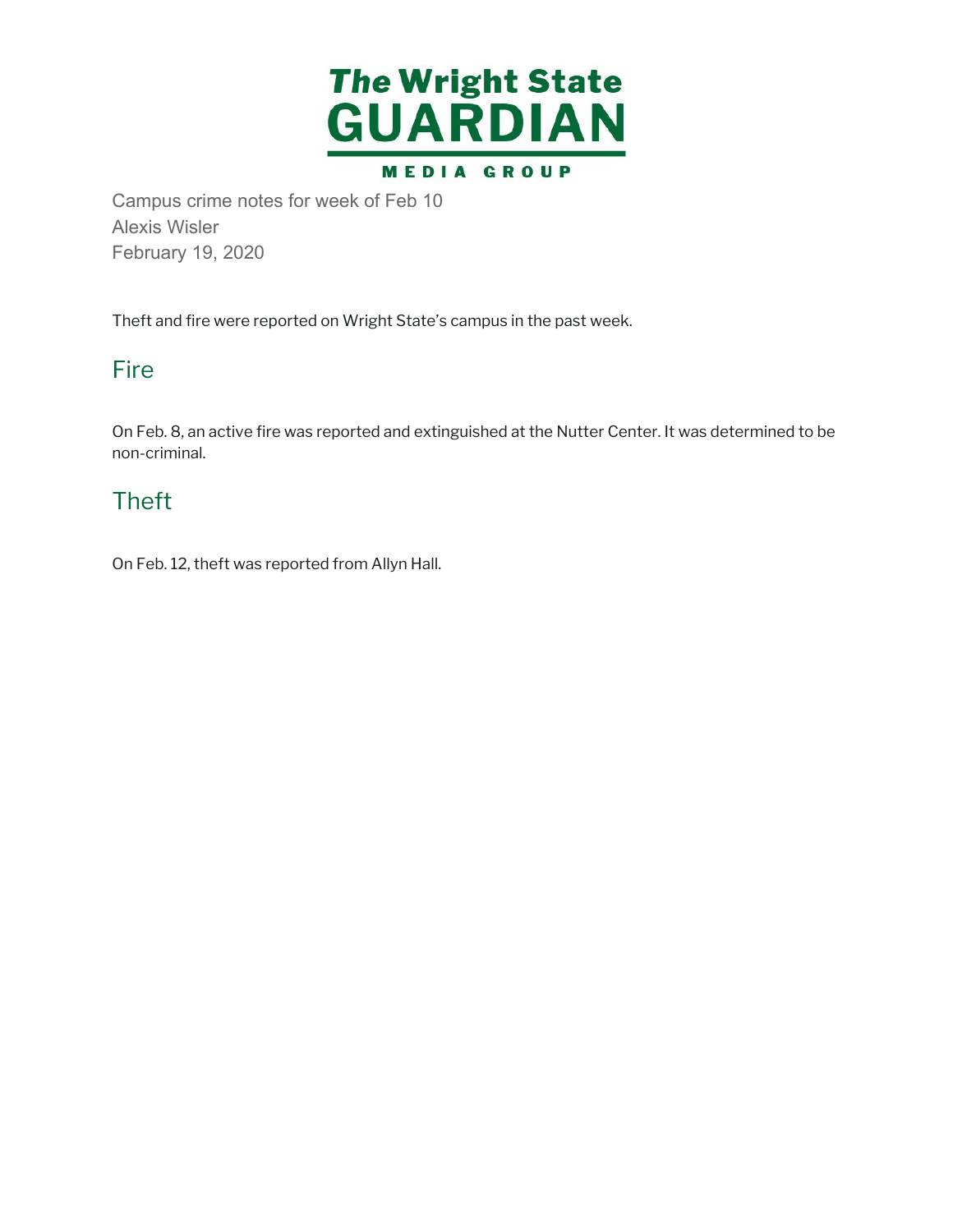# The Wright State GUARDIAN

MEDIA GROUP

Campus crime notes for week of Feb 10
Alexis Wisler
February 19, 2020

Theft and fire were reported on Wright State's campus in the past week.

## Fire

On Feb. 8, an active fire was reported and extinguished at the Nutter Center. It was determined to be non-criminal.

## Theft

On Feb. 12, theft was reported from Allyn Hall.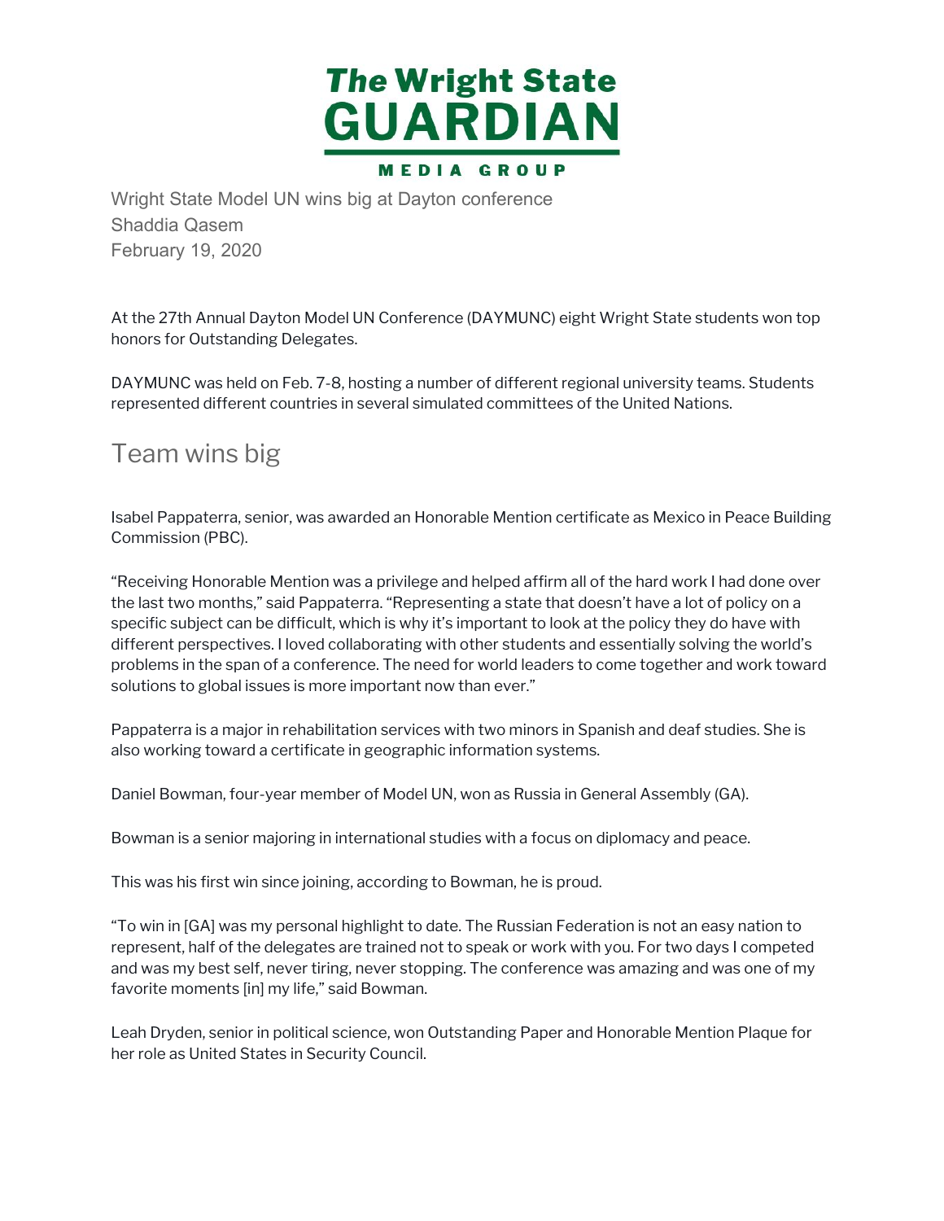# The Wright State GUARDIAN

MEDIA GROUP

Wright State Model UN wins big at Dayton conference
Shaddia Qasem
February 19, 2020

At the 27th Annual Dayton Model UN Conference (DAYMUNC) eight Wright State students won top honors for Outstanding Delegates.

DAYMUNC was held on Feb. 7-8, hosting a number of different regional university teams. Students represented different countries in several simulated committees of the United Nations.

## Team wins big

Isabel Pappaterra, senior, was awarded an Honorable Mention certificate as Mexico in Peace Building Commission (PBC).

"Receiving Honorable Mention was a privilege and helped affirm all of the hard work I had done over the last two months," said Pappaterra. "Representing a state that doesn't have a lot of policy on a specific subject can be difficult, which is why it's important to look at the policy they do have with different perspectives. I loved collaborating with other students and essentially solving the world's problems in the span of a conference. The need for world leaders to come together and work toward solutions to global issues is more important now than ever."

Pappaterra is a major in rehabilitation services with two minors in Spanish and deaf studies. She is also working toward a certificate in geographic information systems.

Daniel Bowman, four-year member of Model UN, won as Russia in General Assembly (GA).

Bowman is a senior majoring in international studies with a focus on diplomacy and peace.

This was his first win since joining, according to Bowman, he is proud.

"To win in [GA] was my personal highlight to date. The Russian Federation is not an easy nation to represent, half of the delegates are trained not to speak or work with you. For two days I competed and was my best self, never tiring, never stopping. The conference was amazing and was one of my favorite moments [in] my life," said Bowman.

Leah Dryden, senior in political science, won Outstanding Paper and Honorable Mention Plaque for her role as United States in Security Council.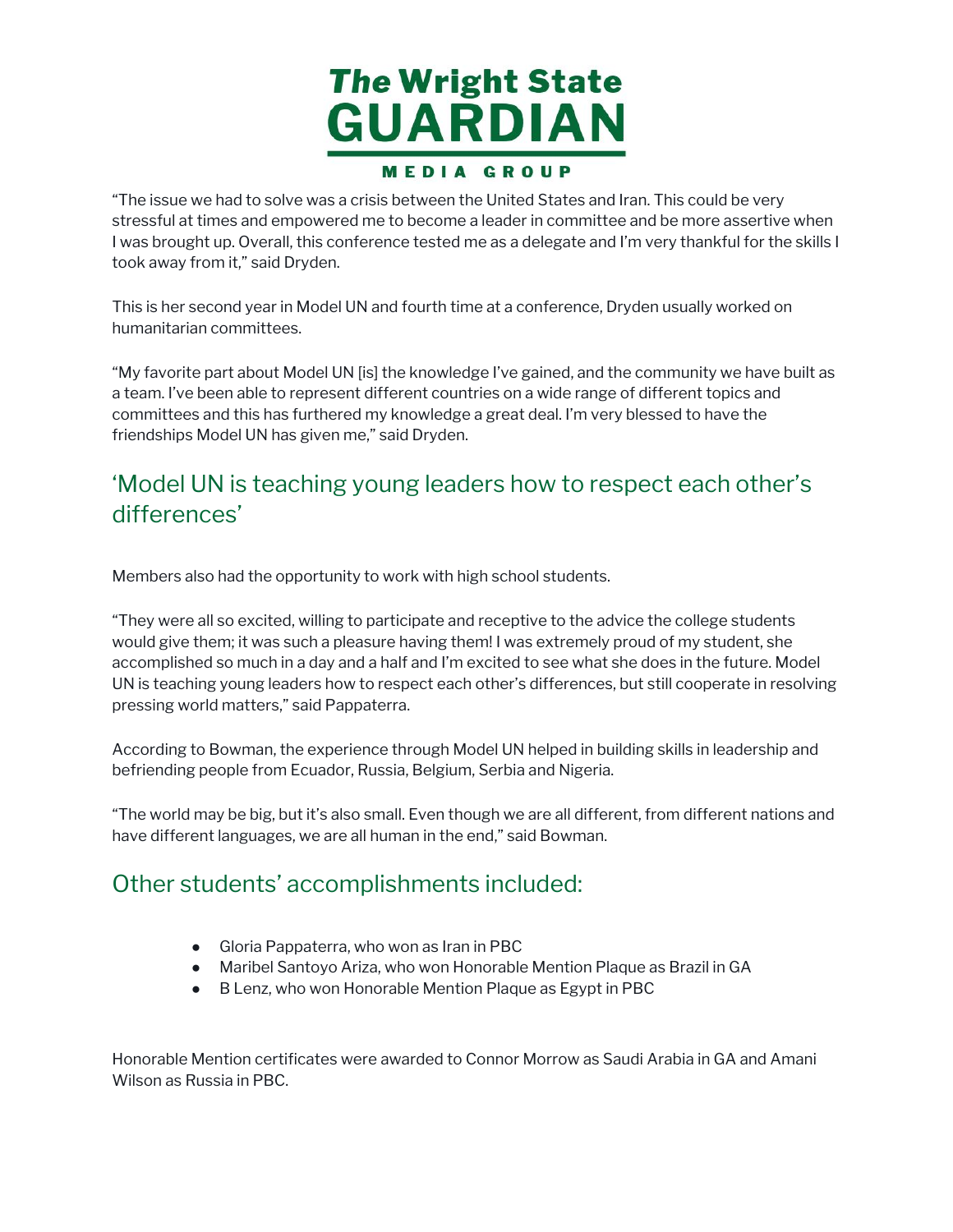"The issue we had to solve was a crisis between the United States and Iran. This could be very stressful at times and empowered me to become a leader in committee and be more assertive when I was brought up. Overall, this conference tested me as a delegate and I'm very thankful for the skills I took away from it," said Dryden.

This is her second year in Model UN and fourth time at a conference, Dryden usually worked on humanitarian committees.

"My favorite part about Model UN [is] the knowledge I've gained, and the community we have built as a team. I've been able to represent different countries on a wide range of different topics and committees and this has furthered my knowledge a great deal. I'm very blessed to have the friendships Model UN has given me," said Dryden.

## 'Model UN is teaching young leaders how to respect each other's differences'

Members also had the opportunity to work with high school students.

"They were all so excited, willing to participate and receptive to the advice the college students would give them; it was such a pleasure having them! I was extremely proud of my student, she accomplished so much in a day and a half and I'm excited to see what she does in the future. Model UN is teaching young leaders how to respect each other's differences, but still cooperate in resolving pressing world matters," said Pappaterra.

According to Bowman, the experience through Model UN helped in building skills in leadership and befriending people from Ecuador, Russia, Belgium, Serbia and Nigeria.

"The world may be big, but it's also small. Even though we are all different, from different nations and have different languages, we are all human in the end," said Bowman.

## Other students' accomplishments included:

- Gloria Pappaterra, who won as Iran in PBC
- Maribel Santoyo Ariza, who won Honorable Mention Plaque as Brazil in GA
- B Lenz, who won Honorable Mention Plaque as Egypt in PBC

Honorable Mention certificates were awarded to Connor Morrow as Saudi Arabia in GA and Amani Wilson as Russia in PBC.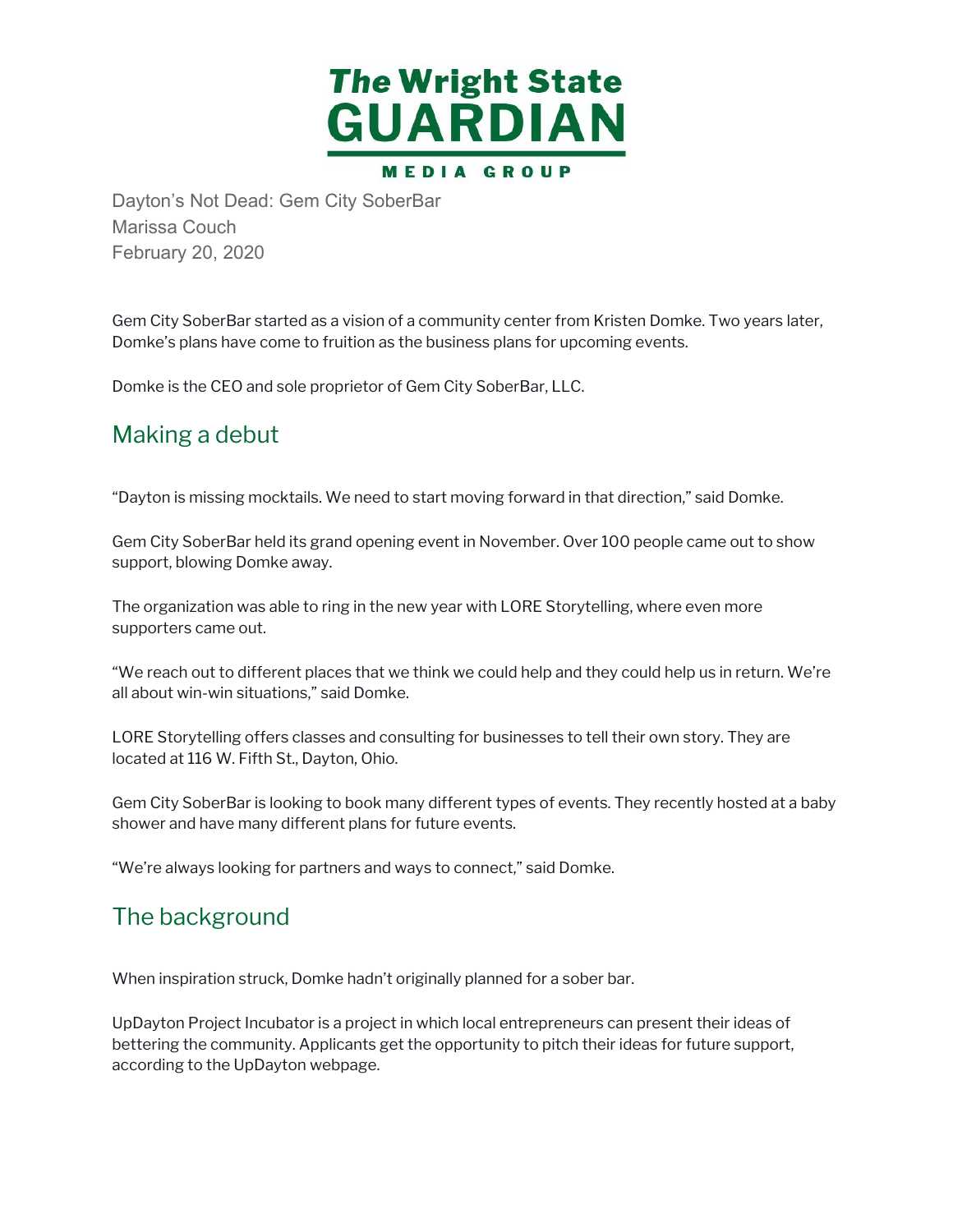Dayton's Not Dead: Gem City SoberBar
Marissa Couch
February 20, 2020

Gem City SoberBar started as a vision of a community center from Kristen Domke. Two years later, Domke's plans have come to fruition as the business plans for upcoming events.

Domke is the CEO and sole proprietor of Gem City SoberBar, LLC.

## Making a debut

"Dayton is missing mocktails. We need to start moving forward in that direction," said Domke.

Gem City SoberBar held its grand opening event in November. Over 100 people came out to show support, blowing Domke away.

The organization was able to ring in the new year with LORE Storytelling, where even more supporters came out.

"We reach out to different places that we think we could help and they could help us in return. We're all about win-win situations," said Domke.

LORE Storytelling offers classes and consulting for businesses to tell their own story. They are located at 116 W. Fifth St., Dayton, Ohio.

Gem City SoberBar is looking to book many different types of events. They recently hosted at a baby shower and have many different plans for future events.

"We're always looking for partners and ways to connect," said Domke.

## The background

When inspiration struck, Domke hadn't originally planned for a sober bar.

UpDayton Project Incubator is a project in which local entrepreneurs can present their ideas of bettering the community. Applicants get the opportunity to pitch their ideas for future support, according to the UpDayton webpage.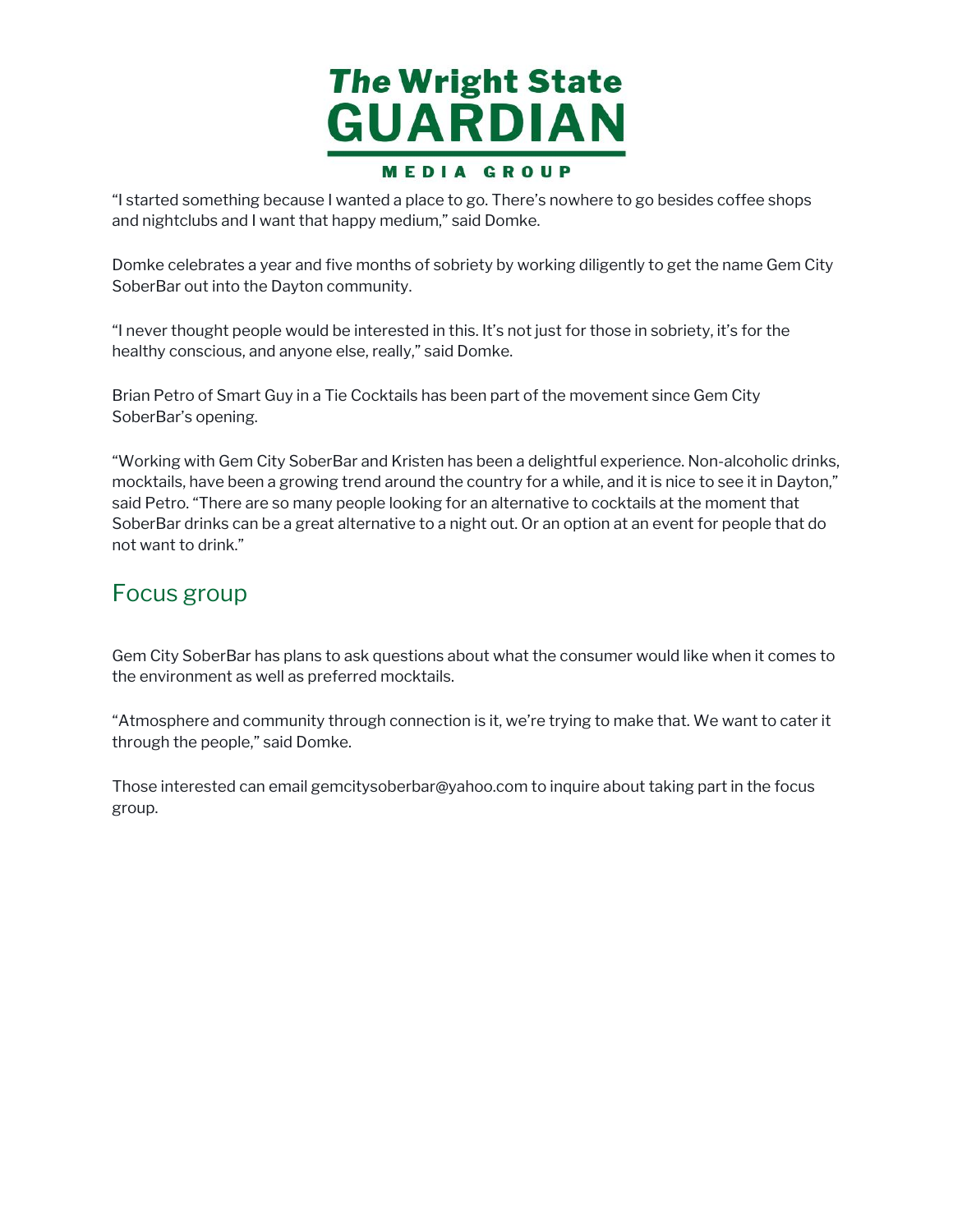"I started something because I wanted a place to go. There's nowhere to go besides coffee shops and nightclubs and I want that happy medium," said Domke.

Domke celebrates a year and five months of sobriety by working diligently to get the name Gem City SoberBar out into the Dayton community.

"I never thought people would be interested in this. It's not just for those in sobriety, it's for the healthy conscious, and anyone else, really," said Domke.

Brian Petro of Smart Guy in a Tie Cocktails has been part of the movement since Gem City SoberBar's opening.

"Working with Gem City SoberBar and Kristen has been a delightful experience. Non-alcoholic drinks, mocktails, have been a growing trend around the country for a while, and it is nice to see it in Dayton," said Petro. "There are so many people looking for an alternative to cocktails at the moment that SoberBar drinks can be a great alternative to a night out. Or an option at an event for people that do not want to drink."

## Focus group

Gem City SoberBar has plans to ask questions about what the consumer would like when it comes to the environment as well as preferred mocktails.

"Atmosphere and community through connection is it, we're trying to make that. We want to cater it through the people," said Domke.

Those interested can email gemcitysoberbar@yahoo.com to inquire about taking part in the focus group.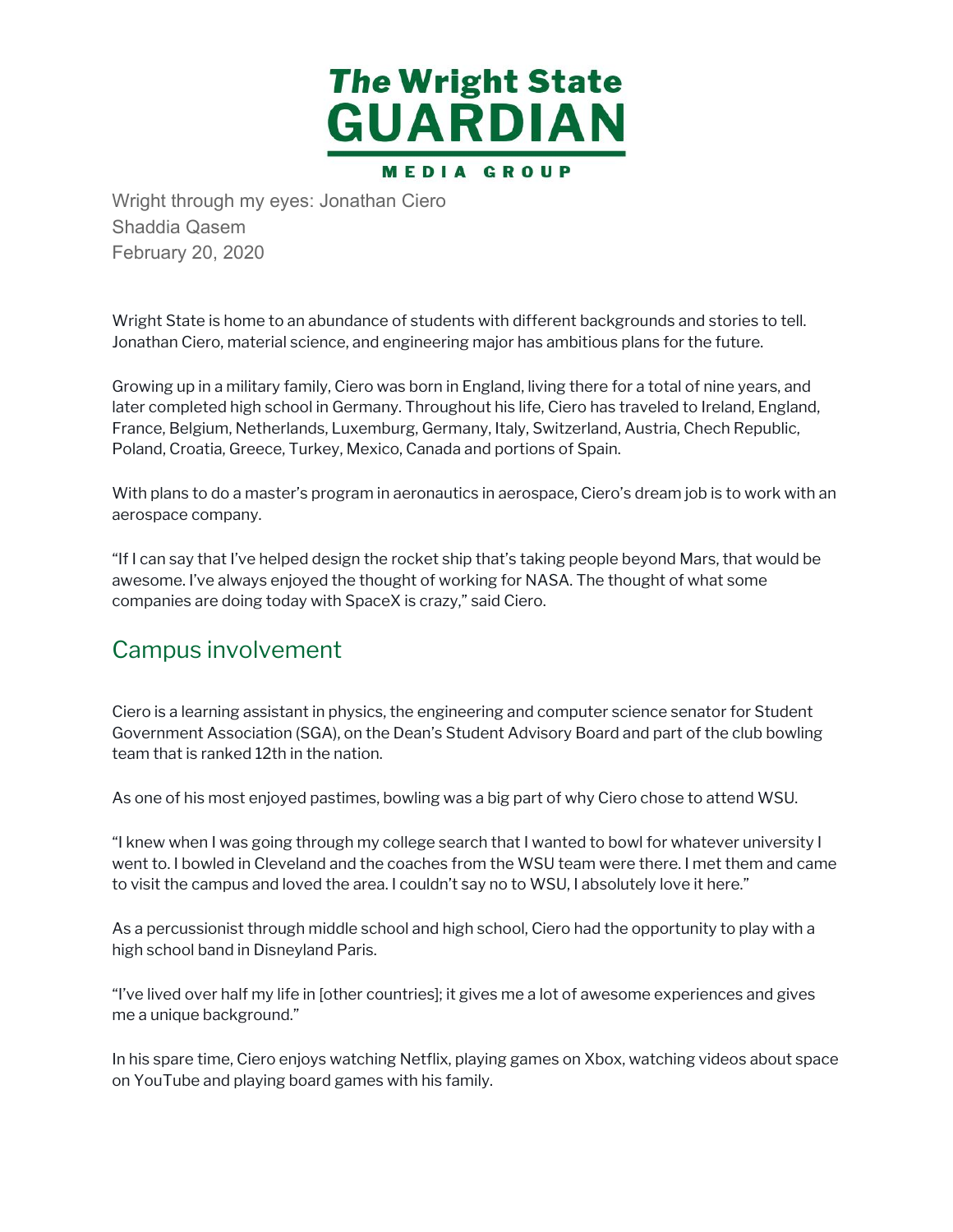Wright through my eyes: Jonathan Ciero
Shaddia Qasem
February 20, 2020

Wright State is home to an abundance of students with different backgrounds and stories to tell. Jonathan Ciero, material science, and engineering major has ambitious plans for the future.

Growing up in a military family, Ciero was born in England, living there for a total of nine years, and later completed high school in Germany. Throughout his life, Ciero has traveled to Ireland, England, France, Belgium, Netherlands, Luxemburg, Germany, Italy, Switzerland, Austria, Chech Republic, Poland, Croatia, Greece, Turkey, Mexico, Canada and portions of Spain.

With plans to do a master's program in aeronautics in aerospace, Ciero's dream job is to work with an aerospace company.

"If I can say that I've helped design the rocket ship that's taking people beyond Mars, that would be awesome. I've always enjoyed the thought of working for NASA. The thought of what some companies are doing today with SpaceX is crazy," said Ciero.

## Campus involvement

Ciero is a learning assistant in physics, the engineering and computer science senator for Student Government Association (SGA), on the Dean's Student Advisory Board and part of the club bowling team that is ranked 12th in the nation.

As one of his most enjoyed pastimes, bowling was a big part of why Ciero chose to attend WSU.

"I knew when I was going through my college search that I wanted to bowl for whatever university I went to. I bowled in Cleveland and the coaches from the WSU team were there. I met them and came to visit the campus and loved the area. I couldn't say no to WSU, I absolutely love it here."

As a percussionist through middle school and high school, Ciero had the opportunity to play with a high school band in Disneyland Paris.

"I've lived over half my life in [other countries]; it gives me a lot of awesome experiences and gives me a unique background."

In his spare time, Ciero enjoys watching Netflix, playing games on Xbox, watching videos about space on YouTube and playing board games with his family.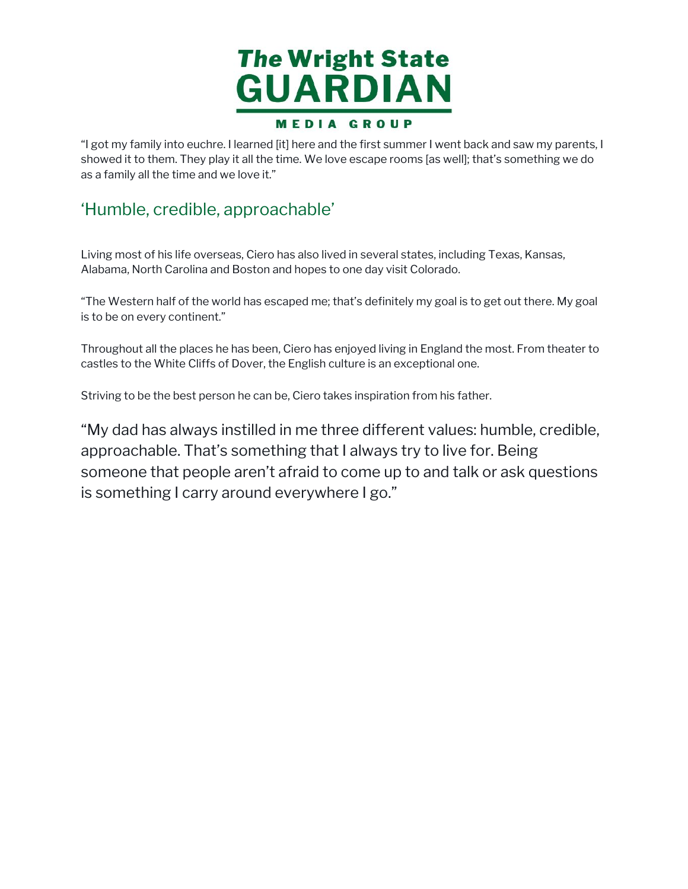"I got my family into euchre. I learned [it] here and the first summer I went back and saw my parents, I showed it to them. They play it all the time. We love escape rooms [as well]; that's something we do as a family all the time and we love it."

## 'Humble, credible, approachable'

Living most of his life overseas, Ciero has also lived in several states, including Texas, Kansas, Alabama, North Carolina and Boston and hopes to one day visit Colorado.

"The Western half of the world has escaped me; that's definitely my goal is to get out there. My goal is to be on every continent."

Throughout all the places he has been, Ciero has enjoyed living in England the most. From theater to castles to the White Cliffs of Dover, the English culture is an exceptional one.

Striving to be the best person he can be, Ciero takes inspiration from his father.

> "My dad has always instilled in me three different values: humble, credible, approachable. That's something that I always try to live for. Being someone that people aren't afraid to come up to and talk or ask questions is something I carry around everywhere I go."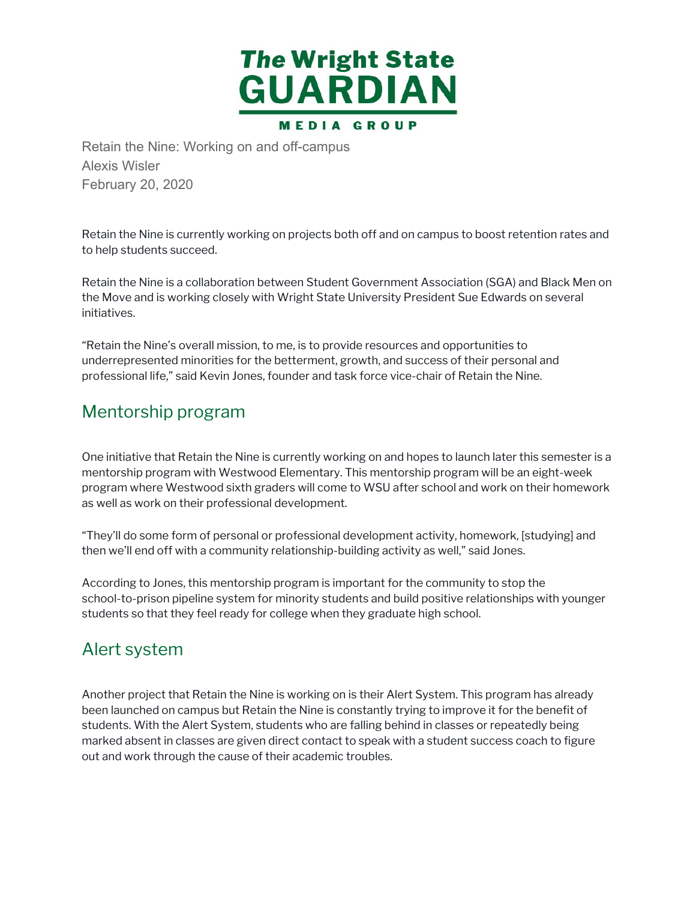The Wright State GUARDIAN MEDIA GROUP

Retain the Nine: Working on and off-campus
Alexis Wisler
February 20, 2020

Retain the Nine is currently working on projects both off and on campus to boost retention rates and to help students succeed.

Retain the Nine is a collaboration between Student Government Association (SGA) and Black Men on the Move and is working closely with Wright State University President Sue Edwards on several initiatives.

"Retain the Nine's overall mission, to me, is to provide resources and opportunities to underrepresented minorities for the betterment, growth, and success of their personal and professional life," said Kevin Jones, founder and task force vice-chair of Retain the Nine.

## Mentorship program

One initiative that Retain the Nine is currently working on and hopes to launch later this semester is a mentorship program with Westwood Elementary. This mentorship program will be an eight-week program where Westwood sixth graders will come to WSU after school and work on their homework as well as work on their professional development.

"They'll do some form of personal or professional development activity, homework, [studying] and then we'll end off with a community relationship-building activity as well," said Jones.

According to Jones, this mentorship program is important for the community to stop the school-to-prison pipeline system for minority students and build positive relationships with younger students so that they feel ready for college when they graduate high school.

## Alert system

Another project that Retain the Nine is working on is their Alert System. This program has already been launched on campus but Retain the Nine is constantly trying to improve it for the benefit of students. With the Alert System, students who are falling behind in classes or repeatedly being marked absent in classes are given direct contact to speak with a student success coach to figure out and work through the cause of their academic troubles.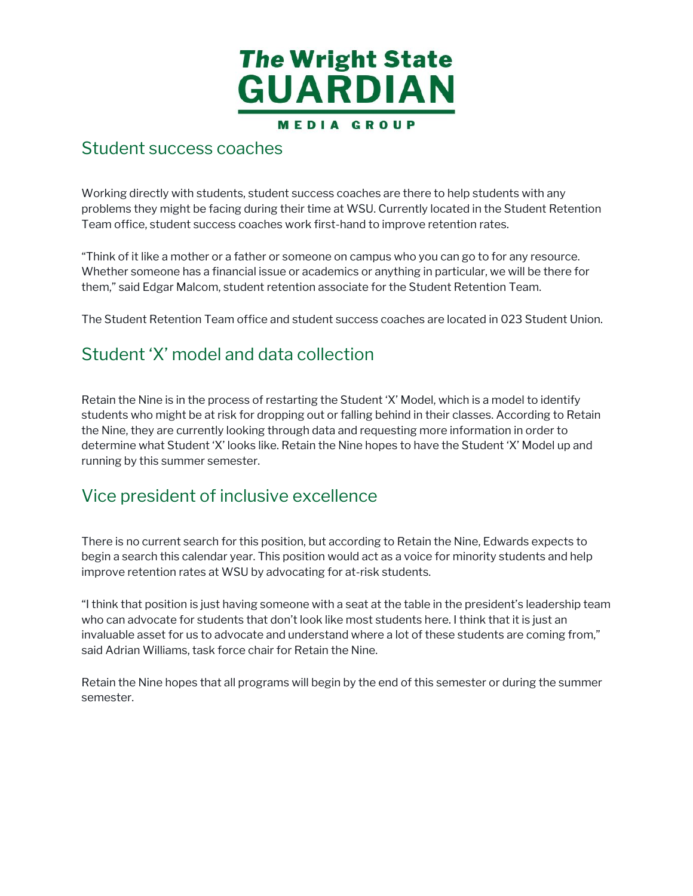## Student success coaches

Working directly with students, student success coaches are there to help students with any problems they might be facing during their time at WSU. Currently located in the Student Retention Team office, student success coaches work first-hand to improve retention rates.

"Think of it like a mother or a father or someone on campus who you can go to for any resource. Whether someone has a financial issue or academics or anything in particular, we will be there for them," said Edgar Malcom, student retention associate for the Student Retention Team.

The Student Retention Team office and student success coaches are located in 023 Student Union.

## Student 'X' model and data collection

Retain the Nine is in the process of restarting the Student 'X' Model, which is a model to identify students who might be at risk for dropping out or falling behind in their classes. According to Retain the Nine, they are currently looking through data and requesting more information in order to determine what Student 'X' looks like. Retain the Nine hopes to have the Student 'X' Model up and running by this summer semester.

## Vice president of inclusive excellence

There is no current search for this position, but according to Retain the Nine, Edwards expects to begin a search this calendar year. This position would act as a voice for minority students and help improve retention rates at WSU by advocating for at-risk students.

"I think that position is just having someone with a seat at the table in the president's leadership team who can advocate for students that don't look like most students here. I think that it is just an invaluable asset for us to advocate and understand where a lot of these students are coming from," said Adrian Williams, task force chair for Retain the Nine.

Retain the Nine hopes that all programs will begin by the end of this semester or during the summer semester.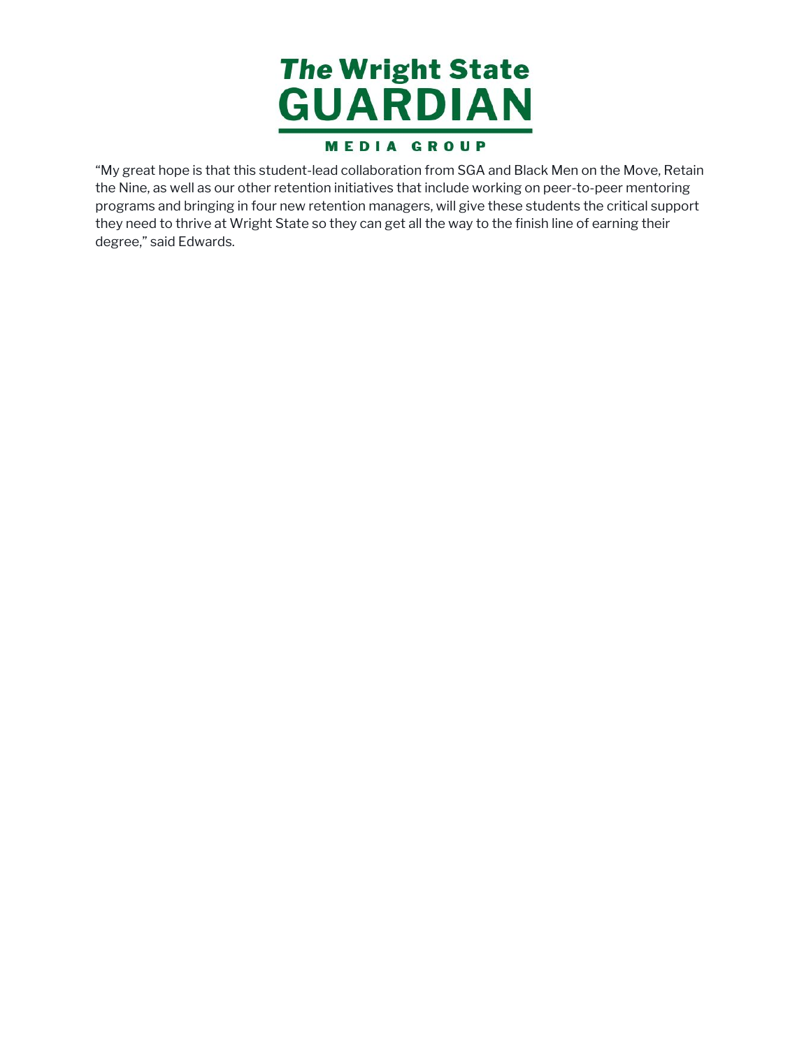“My great hope is that this student-lead collaboration from SGA and Black Men on the Move, Retain the Nine, as well as our other retention initiatives that include working on peer-to-peer mentoring programs and bringing in four new retention managers, will give these students the critical support they need to thrive at Wright State so they can get all the way to the finish line of earning their degree,” said Edwards.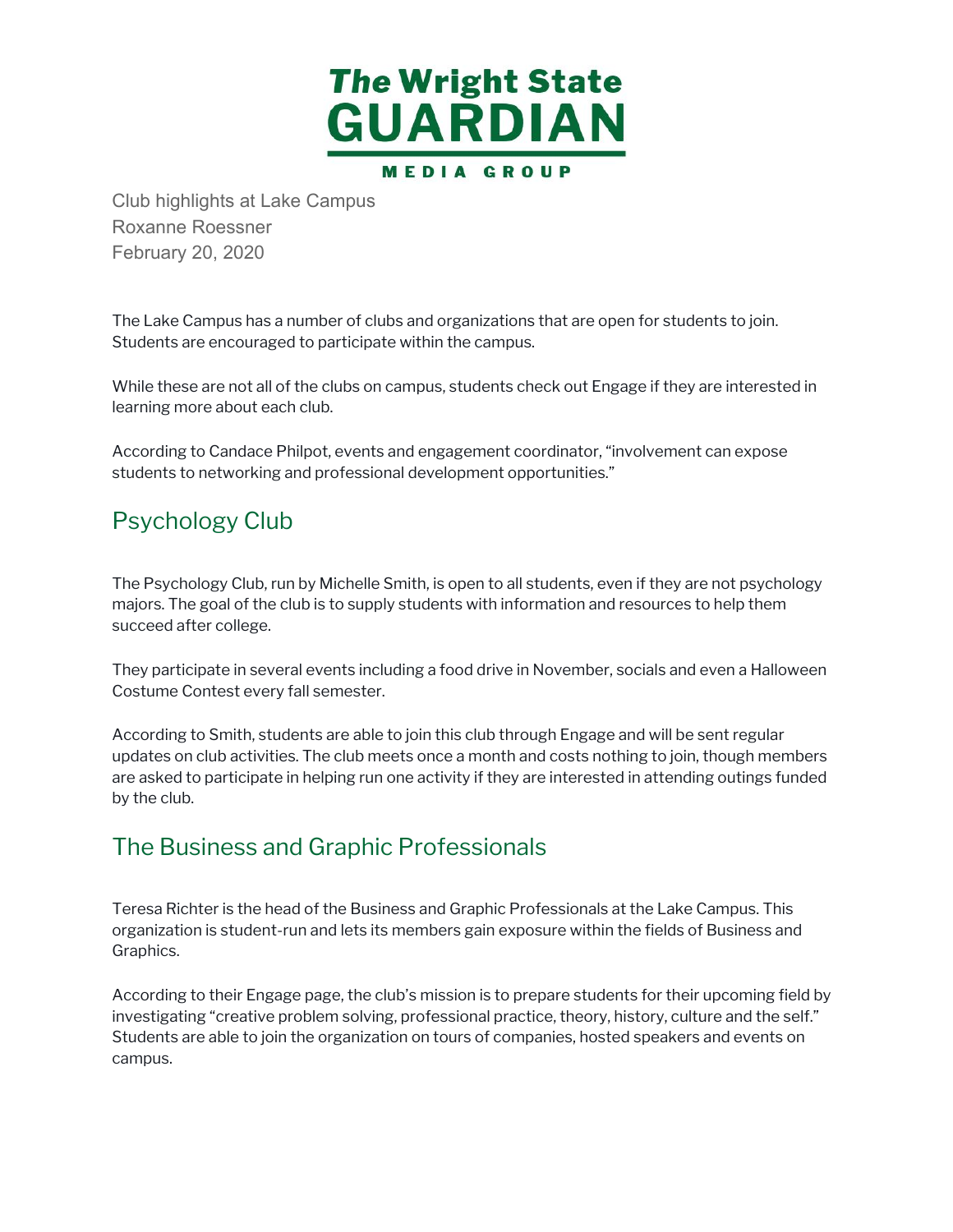The Wright State GUARDIAN MEDIA GROUP

Club highlights at Lake Campus
Roxanne Roessner
February 20, 2020

The Lake Campus has a number of clubs and organizations that are open for students to join. Students are encouraged to participate within the campus.

While these are not all of the clubs on campus, students check out Engage if they are interested in learning more about each club.

According to Candace Philpot, events and engagement coordinator, "involvement can expose students to networking and professional development opportunities."

## Psychology Club

The Psychology Club, run by Michelle Smith, is open to all students, even if they are not psychology majors. The goal of the club is to supply students with information and resources to help them succeed after college.

They participate in several events including a food drive in November, socials and even a Halloween Costume Contest every fall semester.

According to Smith, students are able to join this club through Engage and will be sent regular updates on club activities. The club meets once a month and costs nothing to join, though members are asked to participate in helping run one activity if they are interested in attending outings funded by the club.

## The Business and Graphic Professionals

Teresa Richter is the head of the Business and Graphic Professionals at the Lake Campus. This organization is student-run and lets its members gain exposure within the fields of Business and Graphics.

According to their Engage page, the club's mission is to prepare students for their upcoming field by investigating "creative problem solving, professional practice, theory, history, culture and the self." Students are able to join the organization on tours of companies, hosted speakers and events on campus.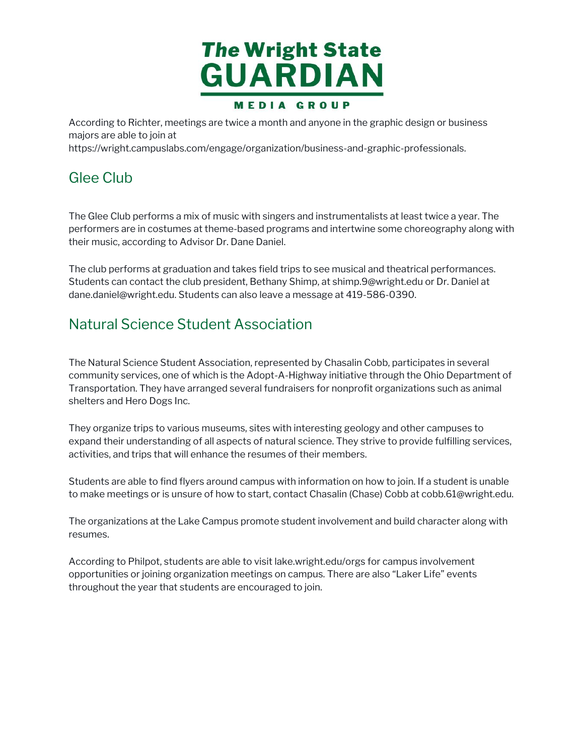According to Richter, meetings are twice a month and anyone in the graphic design or business majors are able to join at https://wright.campuslabs.com/engage/organization/business-and-graphic-professionals.

## Glee Club

The Glee Club performs a mix of music with singers and instrumentalists at least twice a year. The performers are in costumes at theme-based programs and intertwine some choreography along with their music, according to Advisor Dr. Dane Daniel.

The club performs at graduation and takes field trips to see musical and theatrical performances. Students can contact the club president, Bethany Shimp, at shimp.9@wright.edu or Dr. Daniel at dane.daniel@wright.edu. Students can also leave a message at 419-586-0390.

## Natural Science Student Association

The Natural Science Student Association, represented by Chasalin Cobb, participates in several community services, one of which is the Adopt-A-Highway initiative through the Ohio Department of Transportation. They have arranged several fundraisers for nonprofit organizations such as animal shelters and Hero Dogs Inc.

They organize trips to various museums, sites with interesting geology and other campuses to expand their understanding of all aspects of natural science. They strive to provide fulfilling services, activities, and trips that will enhance the resumes of their members.

Students are able to find flyers around campus with information on how to join. If a student is unable to make meetings or is unsure of how to start, contact Chasalin (Chase) Cobb at cobb.61@wright.edu.

The organizations at the Lake Campus promote student involvement and build character along with resumes.

According to Philpot, students are able to visit lake.wright.edu/orgs for campus involvement opportunities or joining organization meetings on campus. There are also "Laker Life" events throughout the year that students are encouraged to join.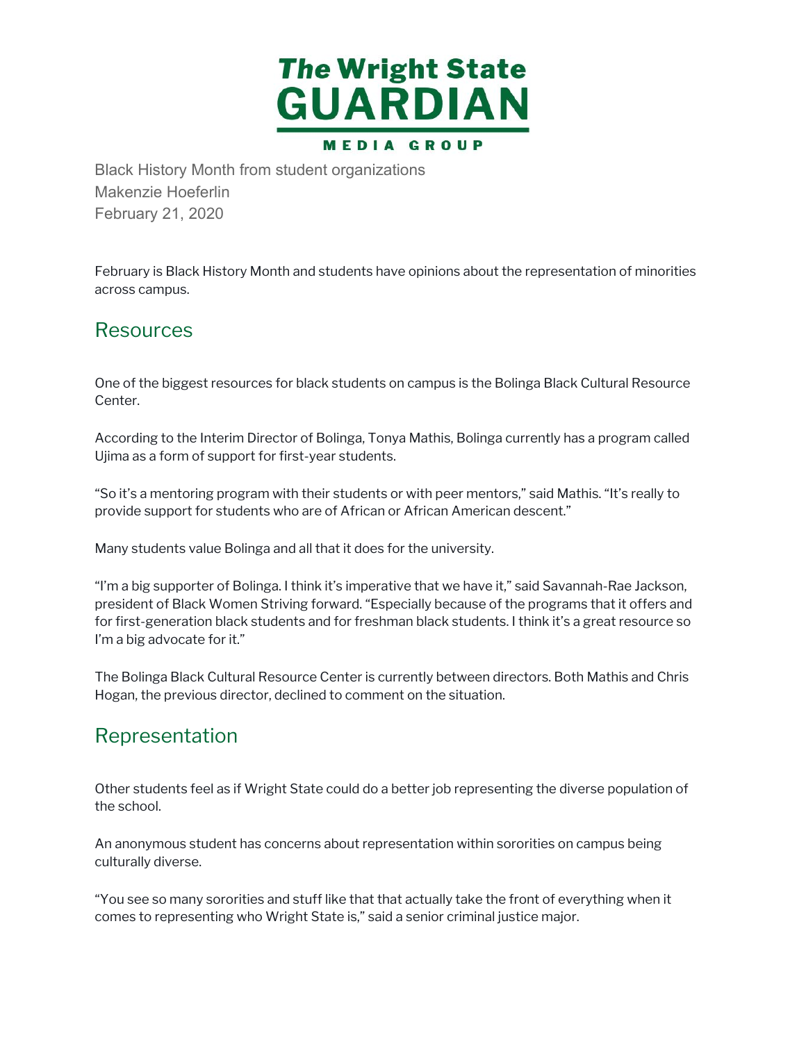# The Wright State GUARDIAN

MEDIA GROUP

Black History Month from student organizations
Makenzie Hoeferlin
February 21, 2020

February is Black History Month and students have opinions about the representation of minorities across campus.

## Resources

One of the biggest resources for black students on campus is the Bolinga Black Cultural Resource Center.

According to the Interim Director of Bolinga, Tonya Mathis, Bolinga currently has a program called Ujima as a form of support for first-year students.

"So it's a mentoring program with their students or with peer mentors," said Mathis. "It's really to provide support for students who are of African or African American descent."

Many students value Bolinga and all that it does for the university.

"I'm a big supporter of Bolinga. I think it's imperative that we have it," said Savannah-Rae Jackson, president of Black Women Striving forward. "Especially because of the programs that it offers and for first-generation black students and for freshman black students. I think it's a great resource so I'm a big advocate for it."

The Bolinga Black Cultural Resource Center is currently between directors. Both Mathis and Chris Hogan, the previous director, declined to comment on the situation.

## Representation

Other students feel as if Wright State could do a better job representing the diverse population of the school.

An anonymous student has concerns about representation within sororities on campus being culturally diverse.

"You see so many sororities and stuff like that that actually take the front of everything when it comes to representing who Wright State is," said a senior criminal justice major.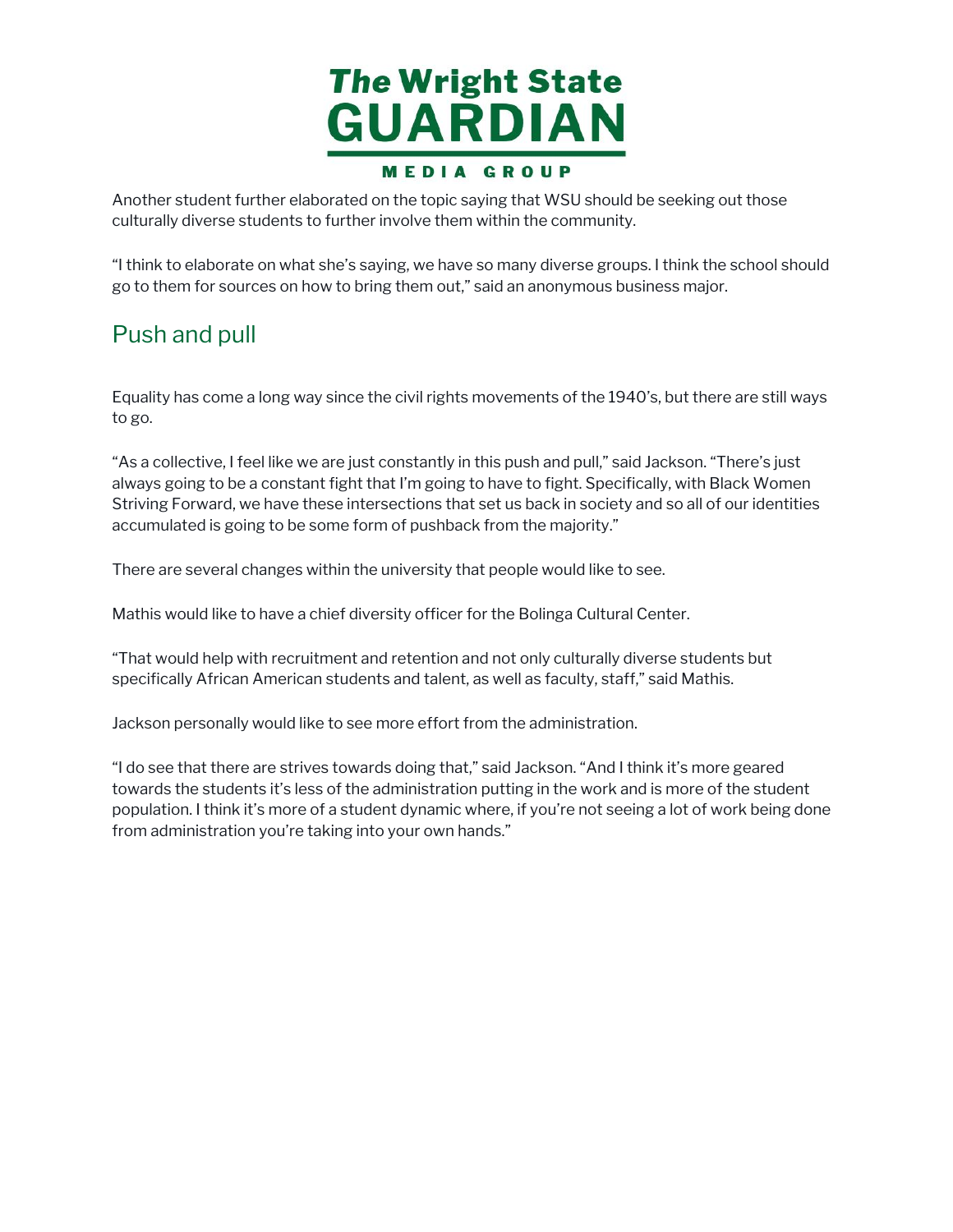Another student further elaborated on the topic saying that WSU should be seeking out those culturally diverse students to further involve them within the community.

"I think to elaborate on what she's saying, we have so many diverse groups. I think the school should go to them for sources on how to bring them out," said an anonymous business major.

## Push and pull

Equality has come a long way since the civil rights movements of the 1940's, but there are still ways to go.

"As a collective, I feel like we are just constantly in this push and pull," said Jackson. "There's just always going to be a constant fight that I'm going to have to fight. Specifically, with Black Women Striving Forward, we have these intersections that set us back in society and so all of our identities accumulated is going to be some form of pushback from the majority."

There are several changes within the university that people would like to see.

Mathis would like to have a chief diversity officer for the Bolinga Cultural Center.

"That would help with recruitment and retention and not only culturally diverse students but specifically African American students and talent, as well as faculty, staff," said Mathis.

Jackson personally would like to see more effort from the administration.

"I do see that there are strives towards doing that," said Jackson. "And I think it's more geared towards the students it's less of the administration putting in the work and is more of the student population. I think it's more of a student dynamic where, if you're not seeing a lot of work being done from administration you're taking into your own hands."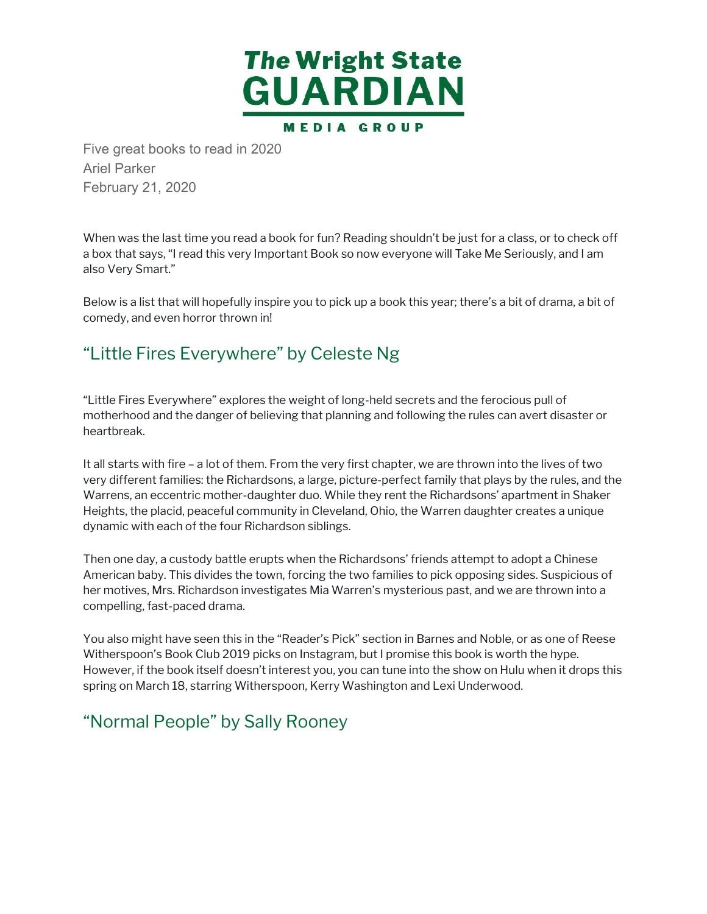Five great books to read in 2020
Ariel Parker
February 21, 2020

When was the last time you read a book for fun? Reading shouldn't be just for a class, or to check off a box that says, "I read this very Important Book so now everyone will Take Me Seriously, and I am also Very Smart."

Below is a list that will hopefully inspire you to pick up a book this year; there's a bit of drama, a bit of comedy, and even horror thrown in!

## "Little Fires Everywhere" by Celeste Ng

"Little Fires Everywhere" explores the weight of long-held secrets and the ferocious pull of motherhood and the danger of believing that planning and following the rules can avert disaster or heartbreak.

It all starts with fire – a lot of them. From the very first chapter, we are thrown into the lives of two very different families: the Richardsons, a large, picture-perfect family that plays by the rules, and the Warrens, an eccentric mother-daughter duo. While they rent the Richardsons' apartment in Shaker Heights, the placid, peaceful community in Cleveland, Ohio, the Warren daughter creates a unique dynamic with each of the four Richardson siblings.

Then one day, a custody battle erupts when the Richardsons' friends attempt to adopt a Chinese American baby. This divides the town, forcing the two families to pick opposing sides. Suspicious of her motives, Mrs. Richardson investigates Mia Warren's mysterious past, and we are thrown into a compelling, fast-paced drama.

You also might have seen this in the "Reader's Pick" section in Barnes and Noble, or as one of Reese Witherspoon's Book Club 2019 picks on Instagram, but I promise this book is worth the hype. However, if the book itself doesn't interest you, you can tune into the show on Hulu when it drops this spring on March 18, starring Witherspoon, Kerry Washington and Lexi Underwood.

## "Normal People" by Sally Rooney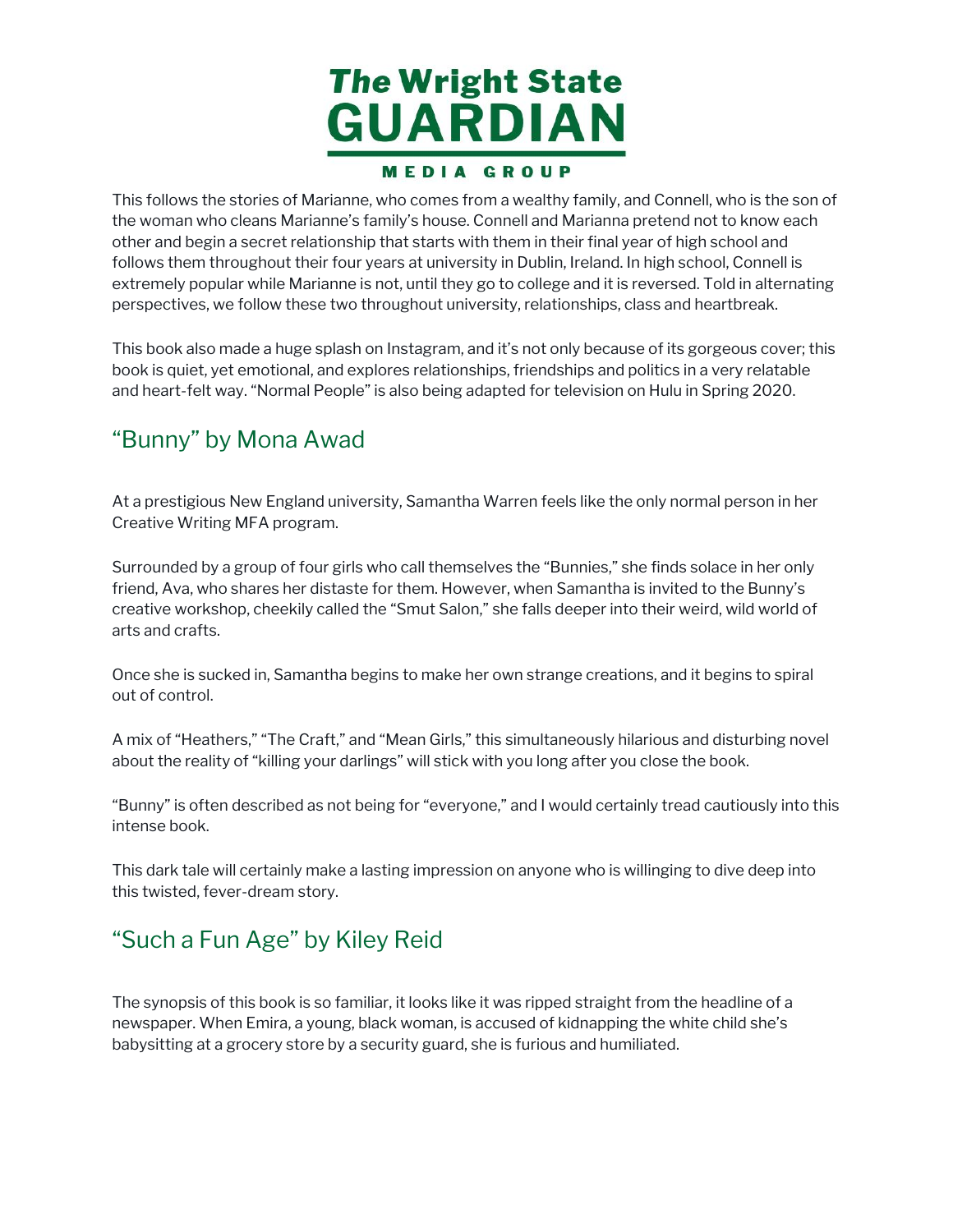This follows the stories of Marianne, who comes from a wealthy family, and Connell, who is the son of the woman who cleans Marianne's family's house. Connell and Marianna pretend not to know each other and begin a secret relationship that starts with them in their final year of high school and follows them throughout their four years at university in Dublin, Ireland. In high school, Connell is extremely popular while Marianne is not, until they go to college and it is reversed. Told in alternating perspectives, we follow these two throughout university, relationships, class and heartbreak.

This book also made a huge splash on Instagram, and it's not only because of its gorgeous cover; this book is quiet, yet emotional, and explores relationships, friendships and politics in a very relatable and heart-felt way. "Normal People" is also being adapted for television on Hulu in Spring 2020.

## "Bunny" by Mona Awad

At a prestigious New England university, Samantha Warren feels like the only normal person in her Creative Writing MFA program.

Surrounded by a group of four girls who call themselves the "Bunnies," she finds solace in her only friend, Ava, who shares her distaste for them. However, when Samantha is invited to the Bunny's creative workshop, cheekily called the "Smut Salon," she falls deeper into their weird, wild world of arts and crafts.

Once she is sucked in, Samantha begins to make her own strange creations, and it begins to spiral out of control.

A mix of "Heathers," "The Craft," and "Mean Girls," this simultaneously hilarious and disturbing novel about the reality of "killing your darlings" will stick with you long after you close the book.

"Bunny" is often described as not being for "everyone," and I would certainly tread cautiously into this intense book.

This dark tale will certainly make a lasting impression on anyone who is willinging to dive deep into this twisted, fever-dream story.

## "Such a Fun Age" by Kiley Reid

The synopsis of this book is so familiar, it looks like it was ripped straight from the headline of a newspaper. When Emira, a young, black woman, is accused of kidnapping the white child she's babysitting at a grocery store by a security guard, she is furious and humiliated.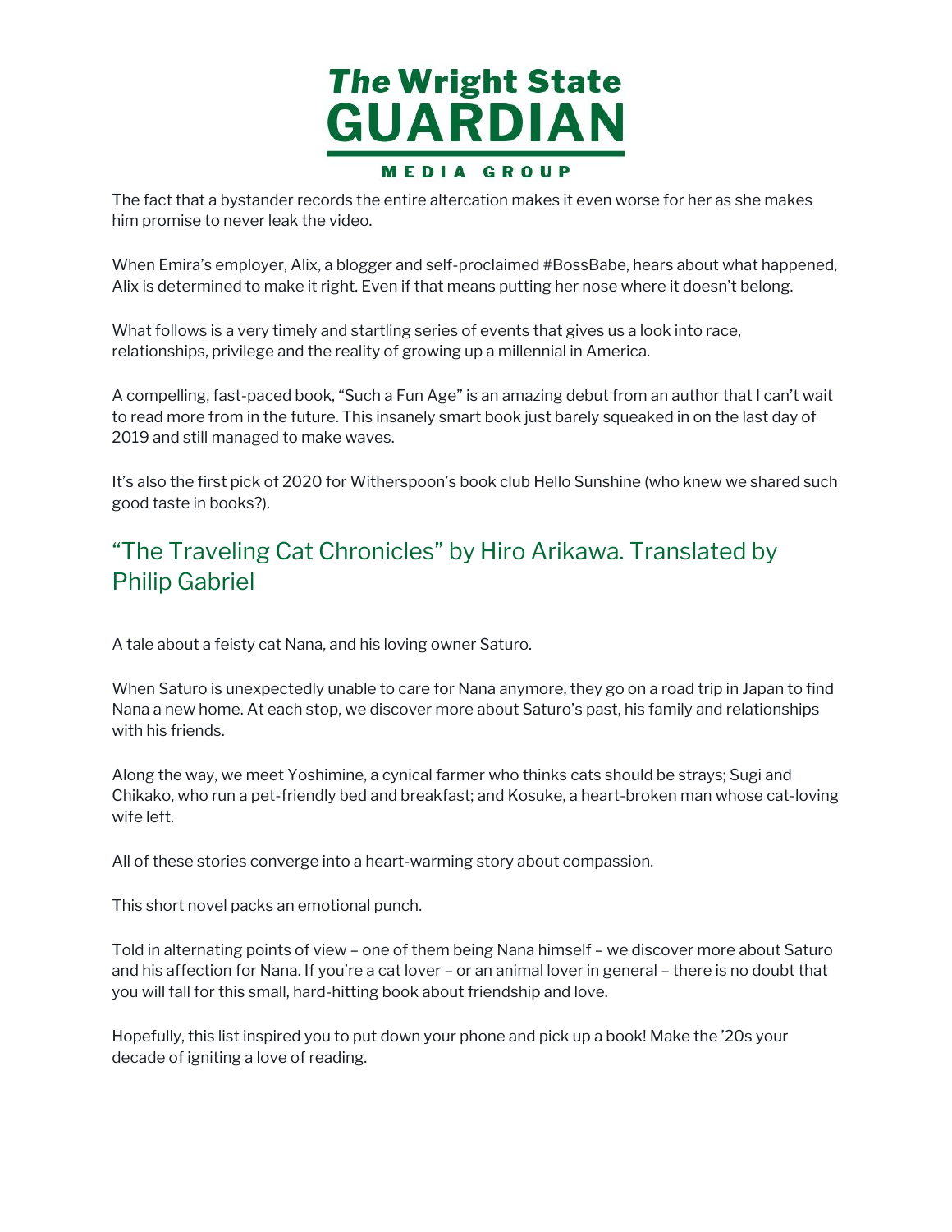The fact that a bystander records the entire altercation makes it even worse for her as she makes him promise to never leak the video.

When Emira's employer, Alix, a blogger and self-proclaimed #BossBabe, hears about what happened, Alix is determined to make it right. Even if that means putting her nose where it doesn't belong.

What follows is a very timely and startling series of events that gives us a look into race, relationships, privilege and the reality of growing up a millennial in America.

A compelling, fast-paced book, "Such a Fun Age" is an amazing debut from an author that I can't wait to read more from in the future. This insanely smart book just barely squeaked in on the last day of 2019 and still managed to make waves.

It's also the first pick of 2020 for Witherspoon's book club Hello Sunshine (who knew we shared such good taste in books?).

## "The Traveling Cat Chronicles" by Hiro Arikawa. Translated by Philip Gabriel

A tale about a feisty cat Nana, and his loving owner Saturo.

When Saturo is unexpectedly unable to care for Nana anymore, they go on a road trip in Japan to find Nana a new home. At each stop, we discover more about Saturo's past, his family and relationships with his friends.

Along the way, we meet Yoshimine, a cynical farmer who thinks cats should be strays; Sugi and Chikako, who run a pet-friendly bed and breakfast; and Kosuke, a heart-broken man whose cat-loving wife left.

All of these stories converge into a heart-warming story about compassion.

This short novel packs an emotional punch.

Told in alternating points of view – one of them being Nana himself – we discover more about Saturo and his affection for Nana. If you're a cat lover – or an animal lover in general – there is no doubt that you will fall for this small, hard-hitting book about friendship and love.

Hopefully, this list inspired you to put down your phone and pick up a book! Make the '20s your decade of igniting a love of reading.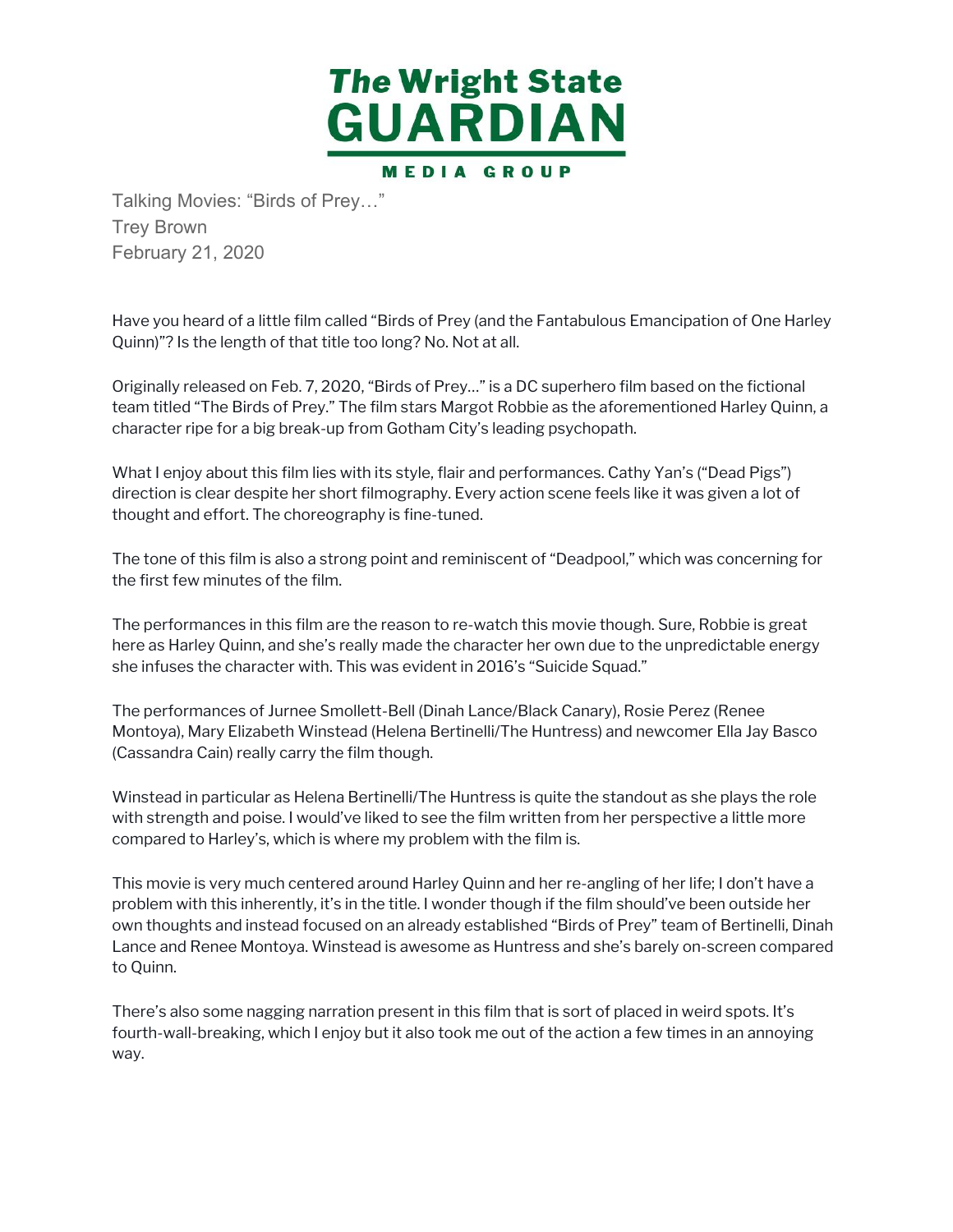**The Wright State GUARDIAN**

**MEDIA GROUP**

Talking Movies: "Birds of Prey…"
Trey Brown
February 21, 2020

Have you heard of a little film called "Birds of Prey (and the Fantabulous Emancipation of One Harley Quinn)"? Is the length of that title too long? No. Not at all.

Originally released on Feb. 7, 2020, "Birds of Prey…" is a DC superhero film based on the fictional team titled "The Birds of Prey." The film stars Margot Robbie as the aforementioned Harley Quinn, a character ripe for a big break-up from Gotham City's leading psychopath.

What I enjoy about this film lies with its style, flair and performances. Cathy Yan's ("Dead Pigs") direction is clear despite her short filmography. Every action scene feels like it was given a lot of thought and effort. The choreography is fine-tuned.

The tone of this film is also a strong point and reminiscent of "Deadpool," which was concerning for the first few minutes of the film.

The performances in this film are the reason to re-watch this movie though. Sure, Robbie is great here as Harley Quinn, and she's really made the character her own due to the unpredictable energy she infuses the character with. This was evident in 2016's "Suicide Squad."

The performances of Jurnee Smollett-Bell (Dinah Lance/Black Canary), Rosie Perez (Renee Montoya), Mary Elizabeth Winstead (Helena Bertinelli/The Huntress) and newcomer Ella Jay Basco (Cassandra Cain) really carry the film though.

Winstead in particular as Helena Bertinelli/The Huntress is quite the standout as she plays the role with strength and poise. I would've liked to see the film written from her perspective a little more compared to Harley's, which is where my problem with the film is.

This movie is very much centered around Harley Quinn and her re-angling of her life; I don't have a problem with this inherently, it's in the title. I wonder though if the film should've been outside her own thoughts and instead focused on an already established "Birds of Prey" team of Bertinelli, Dinah Lance and Renee Montoya. Winstead is awesome as Huntress and she's barely on-screen compared to Quinn.

There's also some nagging narration present in this film that is sort of placed in weird spots. It's fourth-wall-breaking, which I enjoy but it also took me out of the action a few times in an annoying way.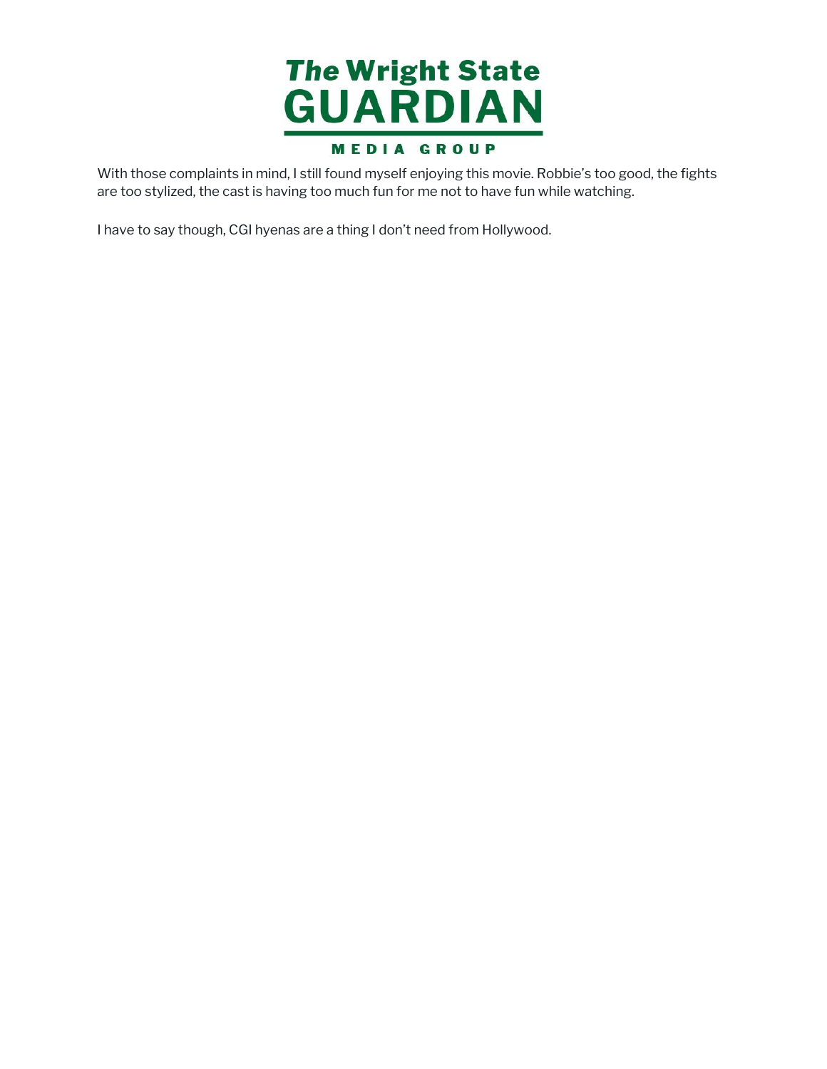With those complaints in mind, I still found myself enjoying this movie. Robbie's too good, the fights are too stylized, the cast is having too much fun for me not to have fun while watching.

I have to say though, CGI hyenas are a thing I don't need from Hollywood.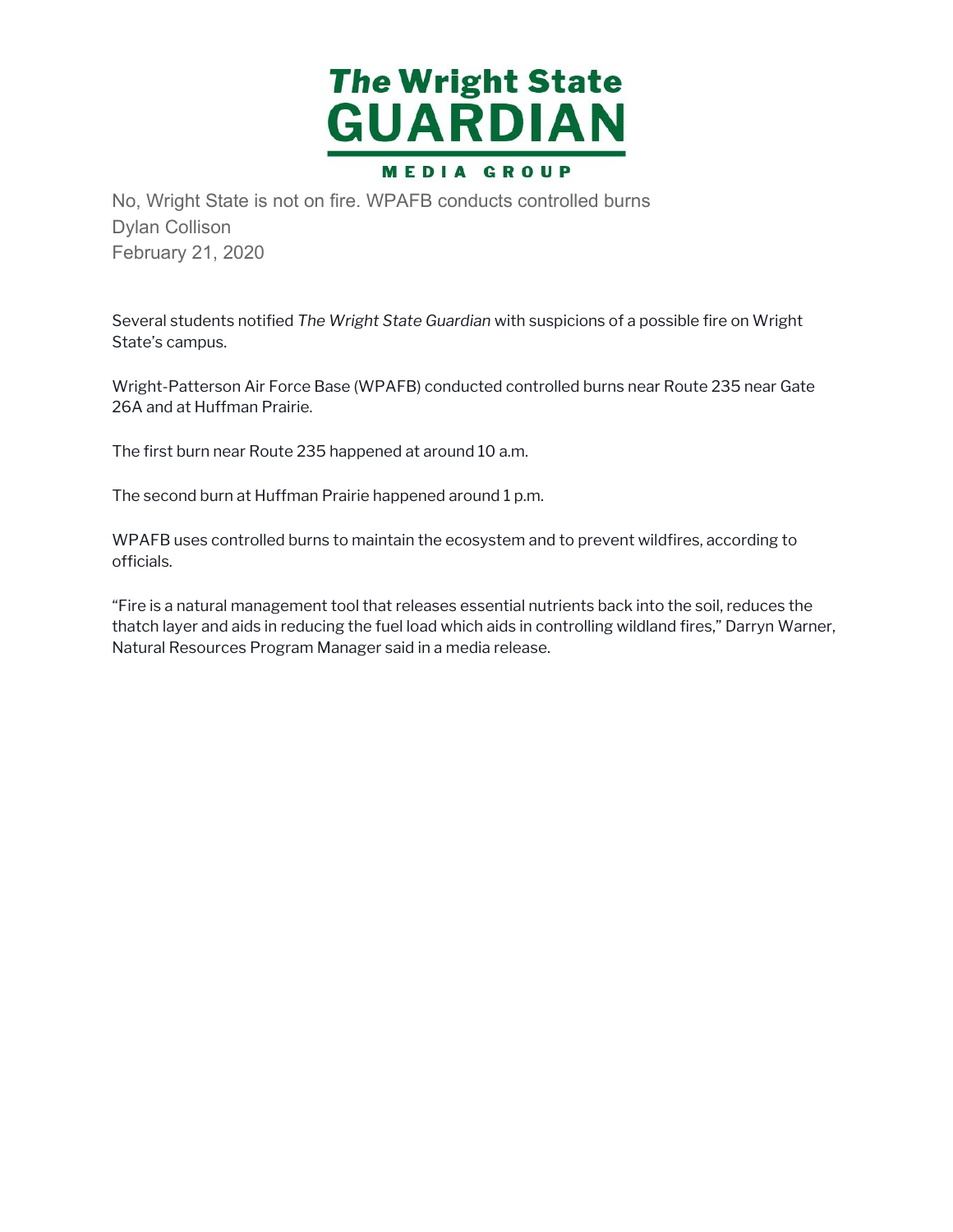The Wright State GUARDIAN

MEDIA GROUP

No, Wright State is not on fire. WPAFB conducts controlled burns

Dylan Collison

February 21, 2020

Several students notified *The Wright State Guardian* with suspicions of a possible fire on Wright State's campus.

Wright-Patterson Air Force Base (WPAFB) conducted controlled burns near Route 235 near Gate 26A and at Huffman Prairie.

The first burn near Route 235 happened at around 10 a.m.

The second burn at Huffman Prairie happened around 1 p.m.

WPAFB uses controlled burns to maintain the ecosystem and to prevent wildfires, according to officials.

"Fire is a natural management tool that releases essential nutrients back into the soil, reduces the thatch layer and aids in reducing the fuel load which aids in controlling wildland fires," Darryn Warner, Natural Resources Program Manager said in a media release.